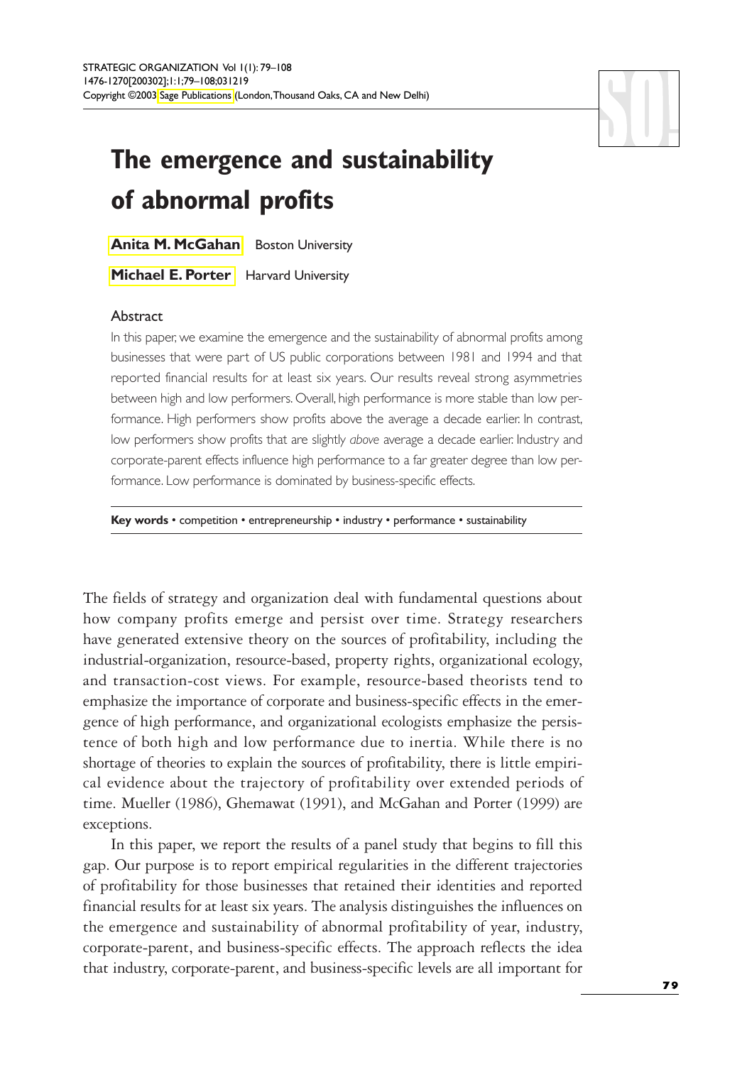# The emergence and sustainability of abnormal profits

**Anita M. McGahan** Boston University

**Michael E. Porter** Harvard University

## Abstract

In this paper, we examine the emergence and the sustainability of abnormal profits among businesses that were part of US public corporations between 1981 and 1994 and that reported financial results for at least six years. Our results reveal strong asymmetries between high and low performers. Overall, high performance is more stable than low performance. High performers show profits above the average a decade earlier. In contrast, low performers show profits that are slightly *above* average a decade earlier. Industry and corporate-parent effects influence high performance to a far greater degree than low performance. Low performance is dominated by business-specific effects.

**Key words** • competition • entrepreneurship • industry • performance • sustainability

The fields of strategy and organization deal with fundamental questions about how company profits emerge and persist over time. Strategy researchers have generated extensive theory on the sources of profitability, including the industrial-organization, resource-based, property rights, organizational ecology, and transaction-cost views. For example, resource-based theorists tend to emphasize the importance of corporate and business-specific effects in the emergence of high performance, and organizational ecologists emphasize the persistence of both high and low performance due to inertia. While there is no shortage of theories to explain the sources of profitability, there is little empirical evidence about the trajectory of profitability over extended periods of time. Mueller (1986), Ghemawat (1991), and McGahan and Porter (1999) are exceptions.

In this paper, we report the results of a panel study that begins to fill this gap. Our purpose is to report empirical regularities in the different trajectories of profitability for those businesses that retained their identities and reported financial results for at least six years. The analysis distinguishes the influences on the emergence and sustainability of abnormal profitability of year, industry, corporate-parent, and business-specific effects. The approach reflects the idea that industry, corporate-parent, and business-specific levels are all important for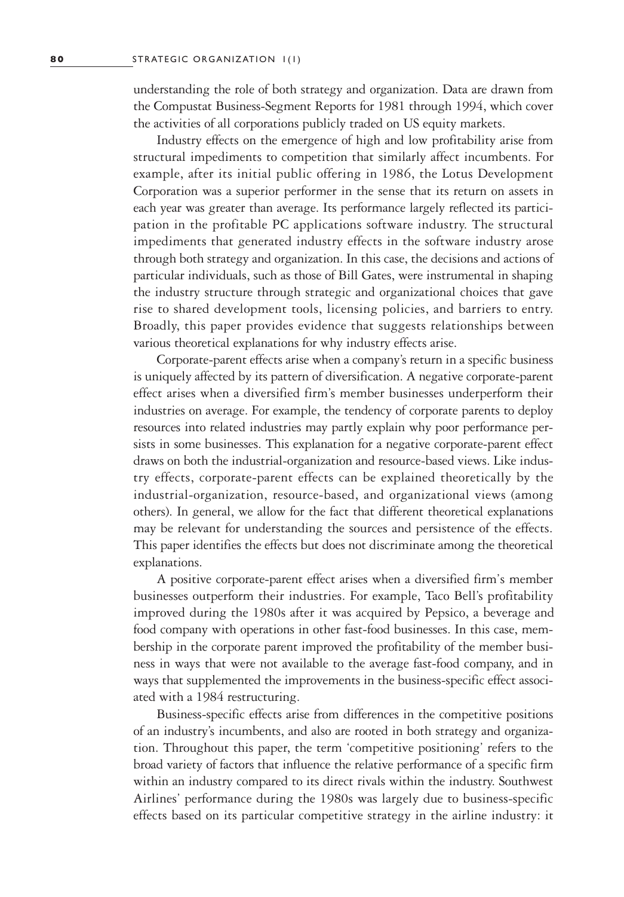understanding the role of both strategy and organization. Data are drawn from the Compustat Business-Segment Reports for 1981 through 1994, which cover the activities of all corporations publicly traded on US equity markets.

Industry effects on the emergence of high and low profitability arise from structural impediments to competition that similarly affect incumbents. For example, after its initial public offering in 1986, the Lotus Development Corporation was a superior performer in the sense that its return on assets in each year was greater than average. Its performance largely reflected its participation in the profitable PC applications software industry. The structural impediments that generated industry effects in the software industry arose through both strategy and organization. In this case, the decisions and actions of particular individuals, such as those of Bill Gates, were instrumental in shaping the industry structure through strategic and organizational choices that gave rise to shared development tools, licensing policies, and barriers to entry. Broadly, this paper provides evidence that suggests relationships between various theoretical explanations for why industry effects arise.

Corporate-parent effects arise when a company's return in a specific business is uniquely affected by its pattern of diversification. A negative corporate-parent effect arises when a diversified firm's member businesses underperform their industries on average. For example, the tendency of corporate parents to deploy resources into related industries may partly explain why poor performance persists in some businesses. This explanation for a negative corporate-parent effect draws on both the industrial-organization and resource-based views. Like industry effects, corporate-parent effects can be explained theoretically by the industrial-organization, resource-based, and organizational views (among others). In general, we allow for the fact that different theoretical explanations may be relevant for understanding the sources and persistence of the effects. This paper identifies the effects but does not discriminate among the theoretical explanations.

A positive corporate-parent effect arises when a diversified firm's member businesses outperform their industries. For example, Taco Bell's profitability improved during the 1980s after it was acquired by Pepsico, a beverage and food company with operations in other fast-food businesses. In this case, membership in the corporate parent improved the profitability of the member business in ways that were not available to the average fast-food company, and in ways that supplemented the improvements in the business-specific effect associated with a 1984 restructuring.

Business-specific effects arise from differences in the competitive positions of an industry's incumbents, and also are rooted in both strategy and organization. Throughout this paper, the term 'competitive positioning' refers to the broad variety of factors that influence the relative performance of a specific firm within an industry compared to its direct rivals within the industry. Southwest Airlines' performance during the 1980s was largely due to business-specific effects based on its particular competitive strategy in the airline industry: it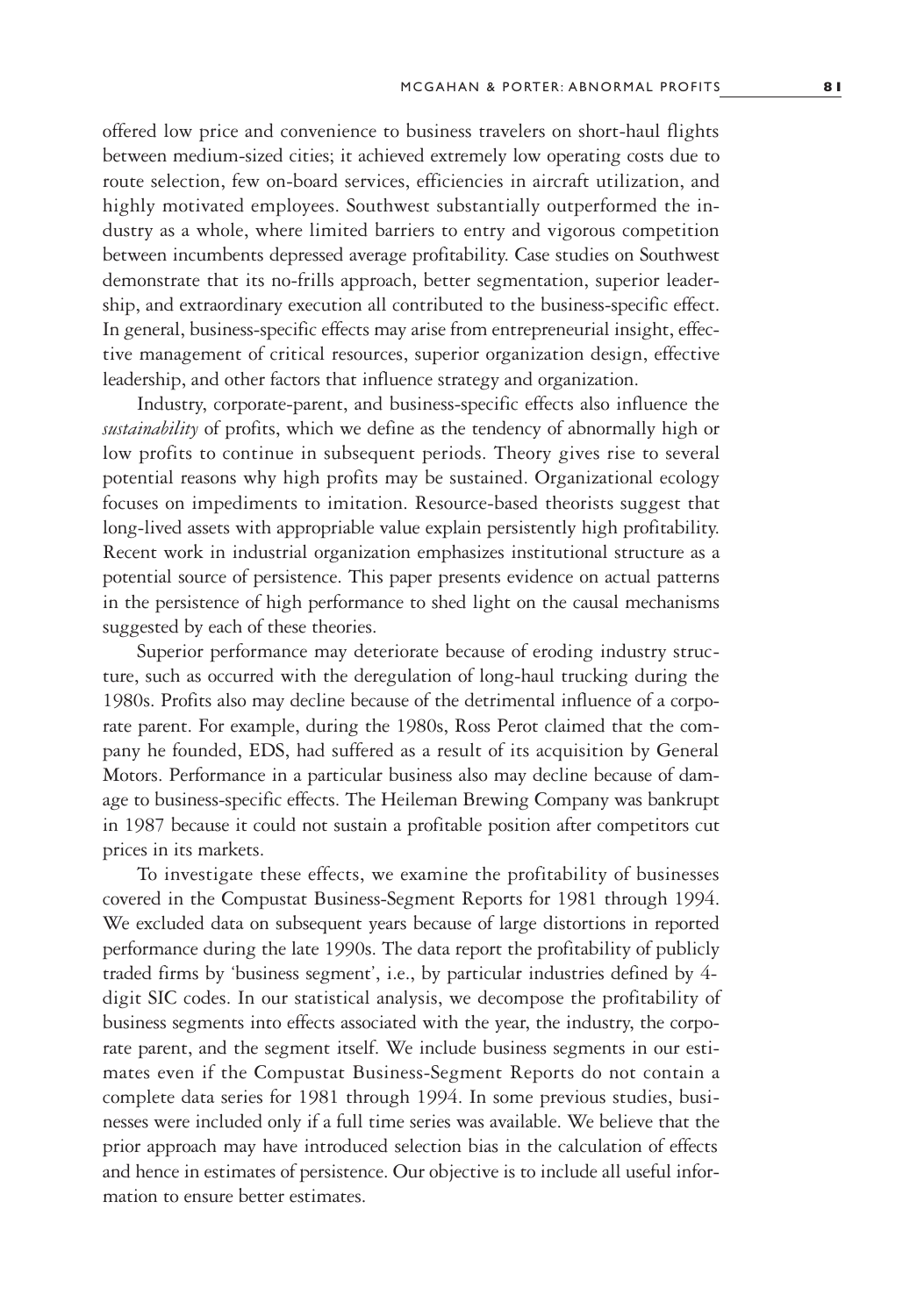offered low price and convenience to business travelers on short-haul flights between medium-sized cities; it achieved extremely low operating costs due to route selection, few on-board services, efficiencies in aircraft utilization, and highly motivated employees. Southwest substantially outperformed the industry as a whole, where limited barriers to entry and vigorous competition between incumbents depressed average profitability. Case studies on Southwest demonstrate that its no-frills approach, better segmentation, superior leadership, and extraordinary execution all contributed to the business-specific effect. In general, business-specific effects may arise from entrepreneurial insight, effective management of critical resources, superior organization design, effective leadership, and other factors that influence strategy and organization.

Industry, corporate-parent, and business-specific effects also influence the *sustainability* of profits, which we define as the tendency of abnormally high or low profits to continue in subsequent periods. Theory gives rise to several potential reasons why high profits may be sustained. Organizational ecology focuses on impediments to imitation. Resource-based theorists suggest that long-lived assets with appropriable value explain persistently high profitability. Recent work in industrial organization emphasizes institutional structure as a potential source of persistence. This paper presents evidence on actual patterns in the persistence of high performance to shed light on the causal mechanisms suggested by each of these theories.

Superior performance may deteriorate because of eroding industry structure, such as occurred with the deregulation of long-haul trucking during the 1980s. Profits also may decline because of the detrimental influence of a corporate parent. For example, during the 1980s, Ross Perot claimed that the company he founded, EDS, had suffered as a result of its acquisition by General Motors. Performance in a particular business also may decline because of damage to business-specific effects. The Heileman Brewing Company was bankrupt in 1987 because it could not sustain a profitable position after competitors cut prices in its markets.

To investigate these effects, we examine the profitability of businesses covered in the Compustat Business-Segment Reports for 1981 through 1994. We excluded data on subsequent years because of large distortions in reported performance during the late 1990s. The data report the profitability of publicly traded firms by 'business segment', i.e., by particular industries defined by 4-digit SIC codes. In our statistical analysis, we decompose the profitability of business segments into effects associated with the year, the industry, the corporate parent, and the segment itself. We include business segments in our estimates even if the Compustat Business-Segment Reports do not contain a complete data series for 1981 through 1994. In some previous studies, businesses were included only if a full time series was available. We believe that the prior approach may have introduced selection bias in the calculation of effects and hence in estimates of persistence. Our objective is to include all useful information to ensure better estimates.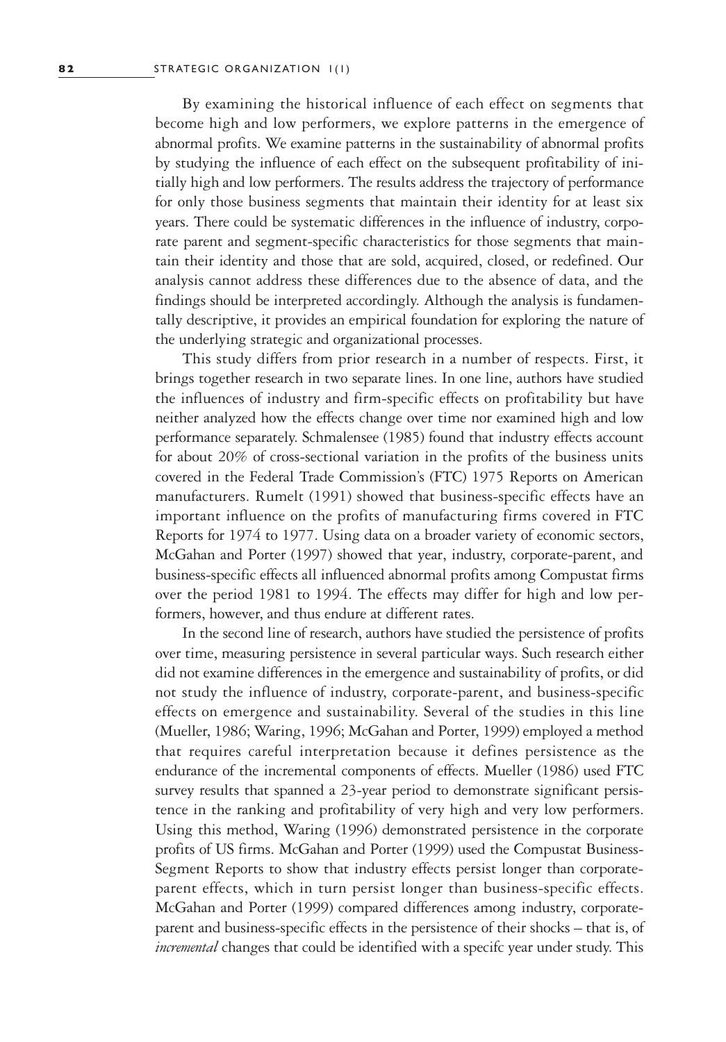By examining the historical influence of each effect on segments that become high and low performers, we explore patterns in the emergence of abnormal profits. We examine patterns in the sustainability of abnormal profits by studying the influence of each effect on the subsequent profitability of initially high and low performers. The results address the trajectory of performance for only those business segments that maintain their identity for at least six years. There could be systematic differences in the influence of industry, corporate parent and segment-specific characteristics for those segments that maintain their identity and those that are sold, acquired, closed, or redefined. Our analysis cannot address these differences due to the absence of data, and the findings should be interpreted accordingly. Although the analysis is fundamentally descriptive, it provides an empirical foundation for exploring the nature of the underlying strategic and organizational processes.

This study differs from prior research in a number of respects. First, it brings together research in two separate lines. In one line, authors have studied the influences of industry and firm-specific effects on profitability but have neither analyzed how the effects change over time nor examined high and low performance separately. Schmalensee (1985) found that industry effects account for about 20% of cross-sectional variation in the profits of the business units covered in the Federal Trade Commission's (FTC) 1975 Reports on American manufacturers. Rumelt (1991) showed that business-specific effects have an important influence on the profits of manufacturing firms covered in FTC Reports for 1974 to 1977. Using data on a broader variety of economic sectors, McGahan and Porter (1997) showed that year, industry, corporate-parent, and business-specific effects all influenced abnormal profits among Compustat firms over the period 1981 to 1994. The effects may differ for high and low performers, however, and thus endure at different rates.

In the second line of research, authors have studied the persistence of profits over time, measuring persistence in several particular ways. Such research either did not examine differences in the emergence and sustainability of profits, or did not study the influence of industry, corporate-parent, and business-specific effects on emergence and sustainability. Several of the studies in this line (Mueller, 1986; Waring, 1996; McGahan and Porter, 1999) employed a method that requires careful interpretation because it defines persistence as the endurance of the incremental components of effects. Mueller (1986) used FTC survey results that spanned a 23-year period to demonstrate significant persistence in the ranking and profitability of very high and very low performers. Using this method, Waring (1996) demonstrated persistence in the corporate profits of US firms. McGahan and Porter (1999) used the Compustat Business-Segment Reports to show that industry effects persist longer than corporate-parent effects, which in turn persist longer than business-specific effects. McGahan and Porter (1999) compared differences among industry, corporate-parent and business-specific effects in the persistence of their shocks – that is, of *incremental* changes that could be identified with a specifc year under study. This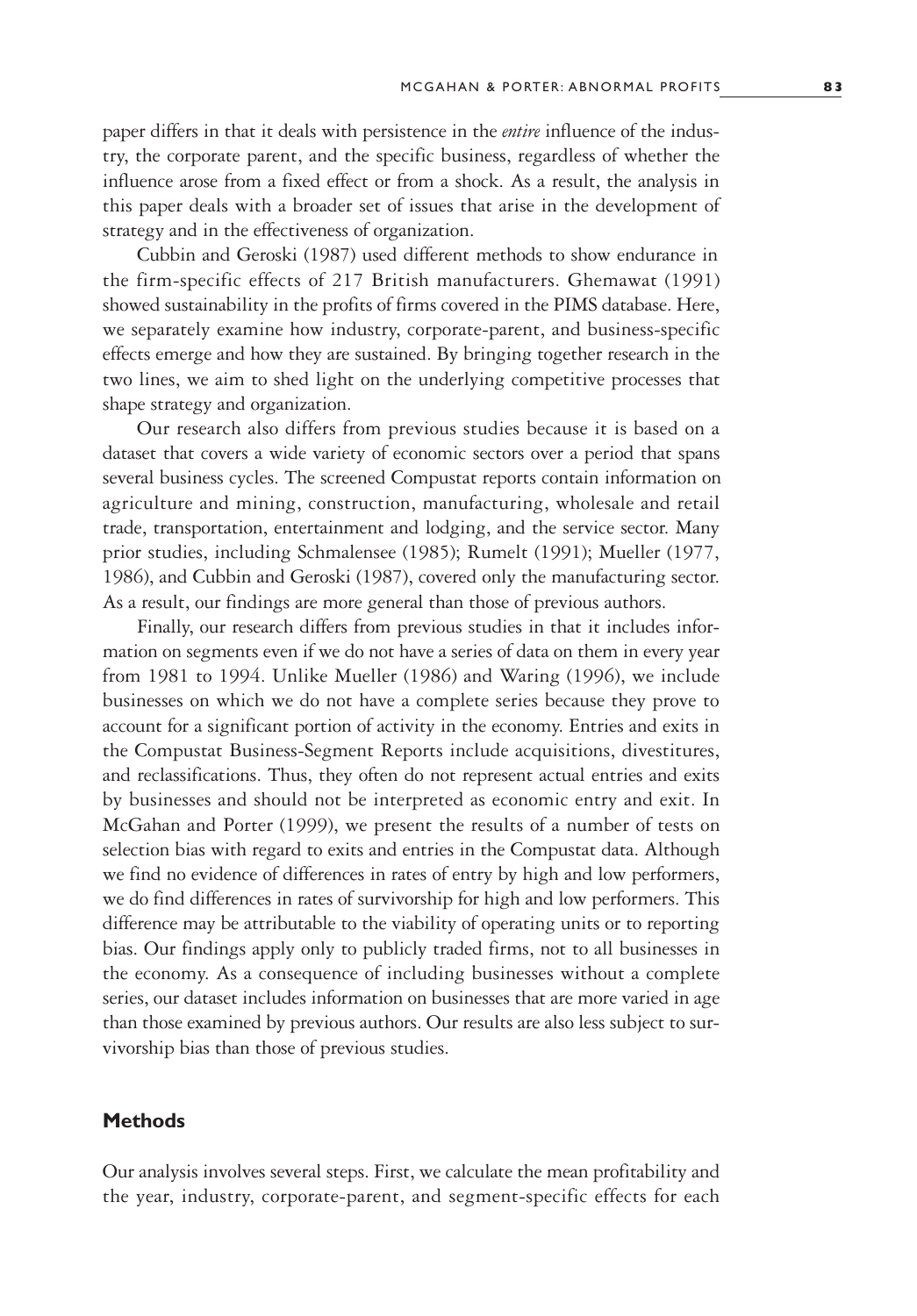paper differs in that it deals with persistence in the *entire* influence of the industry, the corporate parent, and the specific business, regardless of whether the influence arose from a fixed effect or from a shock. As a result, the analysis in this paper deals with a broader set of issues that arise in the development of strategy and in the effectiveness of organization.

Cubbin and Geroski (1987) used different methods to show endurance in the firm-specific effects of 217 British manufacturers. Ghemawat (1991) showed sustainability in the profits of firms covered in the PIMS database. Here, we separately examine how industry, corporate-parent, and business-specific effects emerge and how they are sustained. By bringing together research in the two lines, we aim to shed light on the underlying competitive processes that shape strategy and organization.

Our research also differs from previous studies because it is based on a dataset that covers a wide variety of economic sectors over a period that spans several business cycles. The screened Compustat reports contain information on agriculture and mining, construction, manufacturing, wholesale and retail trade, transportation, entertainment and lodging, and the service sector. Many prior studies, including Schmalensee (1985); Rumelt (1991); Mueller (1977, 1986), and Cubbin and Geroski (1987), covered only the manufacturing sector. As a result, our findings are more general than those of previous authors.

Finally, our research differs from previous studies in that it includes information on segments even if we do not have a series of data on them in every year from 1981 to 1994. Unlike Mueller (1986) and Waring (1996), we include businesses on which we do not have a complete series because they prove to account for a significant portion of activity in the economy. Entries and exits in the Compustat Business-Segment Reports include acquisitions, divestitures, and reclassifications. Thus, they often do not represent actual entries and exits by businesses and should not be interpreted as economic entry and exit. In McGahan and Porter (1999), we present the results of a number of tests on selection bias with regard to exits and entries in the Compustat data. Although we find no evidence of differences in rates of entry by high and low performers, we do find differences in rates of survivorship for high and low performers. This difference may be attributable to the viability of operating units or to reporting bias. Our findings apply only to publicly traded firms, not to all businesses in the economy. As a consequence of including businesses without a complete series, our dataset includes information on businesses that are more varied in age than those examined by previous authors. Our results are also less subject to survivorship bias than those of previous studies.

## Methods

Our analysis involves several steps. First, we calculate the mean profitability and the year, industry, corporate-parent, and segment-specific effects for each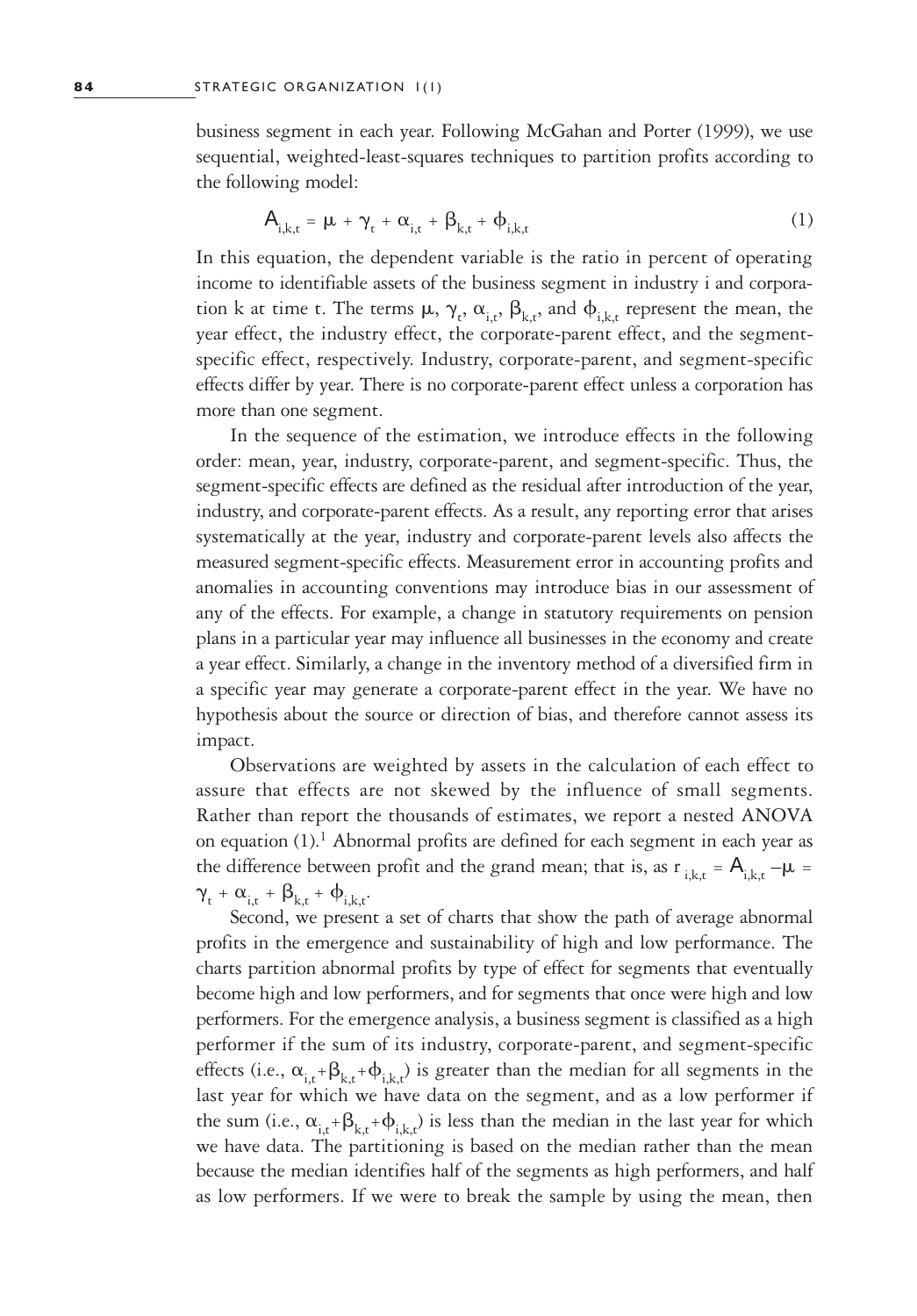business segment in each year. Following McGahan and Porter (1999), we use sequential, weighted-least-squares techniques to partition profits according to the following model:

$$A_{i,k,t} = \mu + \gamma_t + \alpha_{i,t} + \beta_{k,t} + \phi_{i,k,t} \tag{1}$$

In this equation, the dependent variable is the ratio in percent of operating income to identifiable assets of the business segment in industry i and corporation k at time t. The terms $\mu$, $\gamma_t$, $\alpha_{i,t}$, $\beta_{k,t}$, and $\phi_{i,k,t}$ represent the mean, the year effect, the industry effect, the corporate-parent effect, and the segment-specific effect, respectively. Industry, corporate-parent, and segment-specific effects differ by year. There is no corporate-parent effect unless a corporation has more than one segment.

In the sequence of the estimation, we introduce effects in the following order: mean, year, industry, corporate-parent, and segment-specific. Thus, the segment-specific effects are defined as the residual after introduction of the year, industry, and corporate-parent effects. As a result, any reporting error that arises systematically at the year, industry and corporate-parent levels also affects the measured segment-specific effects. Measurement error in accounting profits and anomalies in accounting conventions may introduce bias in our assessment of any of the effects. For example, a change in statutory requirements on pension plans in a particular year may influence all businesses in the economy and create a year effect. Similarly, a change in the inventory method of a diversified firm in a specific year may generate a corporate-parent effect in the year. We have no hypothesis about the source or direction of bias, and therefore cannot assess its impact.

Observations are weighted by assets in the calculation of each effect to assure that effects are not skewed by the influence of small segments. Rather than report the thousands of estimates, we report a nested ANOVA on equation (1).[1] Abnormal profits are defined for each segment in each year as the difference between profit and the grand mean; that is, as $r_{i,k,t} = A_{i,k,t} - \mu = \gamma_t + \alpha_{i,t} + \beta_{k,t} + \phi_{i,k,t}$.

Second, we present a set of charts that show the path of average abnormal profits in the emergence and sustainability of high and low performance. The charts partition abnormal profits by type of effect for segments that eventually become high and low performers, and for segments that once were high and low performers. For the emergence analysis, a business segment is classified as a high performer if the sum of its industry, corporate-parent, and segment-specific effects (i.e., $\alpha_{i,t}+\beta_{k,t}+\phi_{i,k,t}$) is greater than the median for all segments in the last year for which we have data on the segment, and as a low performer if the sum (i.e., $\alpha_{i,t}+\beta_{k,t}+\phi_{i,k,t}$) is less than the median in the last year for which we have data. The partitioning is based on the median rather than the mean because the median identifies half of the segments as high performers, and half as low performers. If we were to break the sample by using the mean, then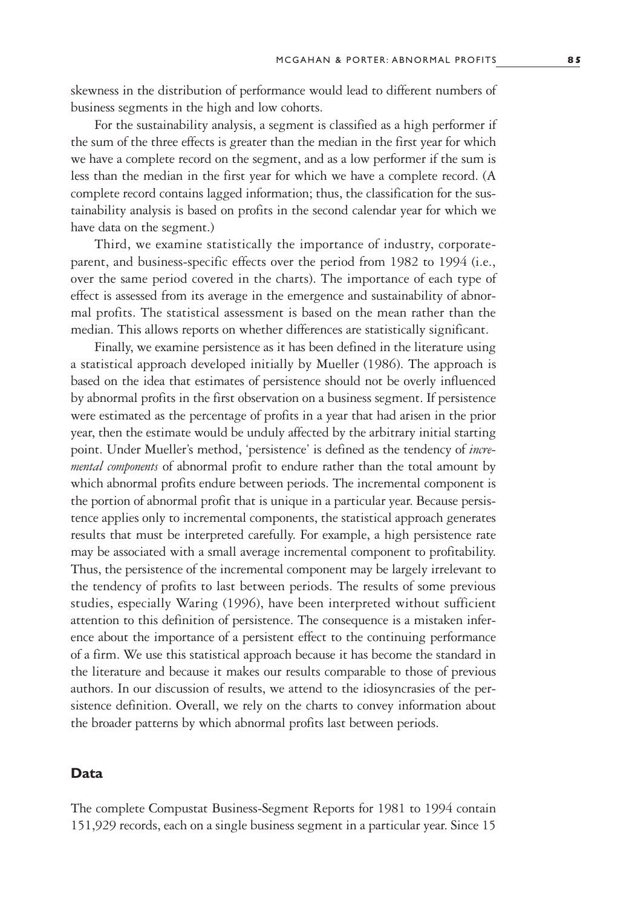skewness in the distribution of performance would lead to different numbers of business segments in the high and low cohorts.

For the sustainability analysis, a segment is classified as a high performer if the sum of the three effects is greater than the median in the first year for which we have a complete record on the segment, and as a low performer if the sum is less than the median in the first year for which we have a complete record. (A complete record contains lagged information; thus, the classification for the sustainability analysis is based on profits in the second calendar year for which we have data on the segment.)

Third, we examine statistically the importance of industry, corporate-parent, and business-specific effects over the period from 1982 to 1994 (i.e., over the same period covered in the charts). The importance of each type of effect is assessed from its average in the emergence and sustainability of abnormal profits. The statistical assessment is based on the mean rather than the median. This allows reports on whether differences are statistically significant.

Finally, we examine persistence as it has been defined in the literature using a statistical approach developed initially by Mueller (1986). The approach is based on the idea that estimates of persistence should not be overly influenced by abnormal profits in the first observation on a business segment. If persistence were estimated as the percentage of profits in a year that had arisen in the prior year, then the estimate would be unduly affected by the arbitrary initial starting point. Under Mueller's method, 'persistence' is defined as the tendency of *incremental components* of abnormal profit to endure rather than the total amount by which abnormal profits endure between periods. The incremental component is the portion of abnormal profit that is unique in a particular year. Because persistence applies only to incremental components, the statistical approach generates results that must be interpreted carefully. For example, a high persistence rate may be associated with a small average incremental component to profitability. Thus, the persistence of the incremental component may be largely irrelevant to the tendency of profits to last between periods. The results of some previous studies, especially Waring (1996), have been interpreted without sufficient attention to this definition of persistence. The consequence is a mistaken inference about the importance of a persistent effect to the continuing performance of a firm. We use this statistical approach because it has become the standard in the literature and because it makes our results comparable to those of previous authors. In our discussion of results, we attend to the idiosyncrasies of the persistence definition. Overall, we rely on the charts to convey information about the broader patterns by which abnormal profits last between periods.

## Data

The complete Compustat Business-Segment Reports for 1981 to 1994 contain 151,929 records, each on a single business segment in a particular year. Since 15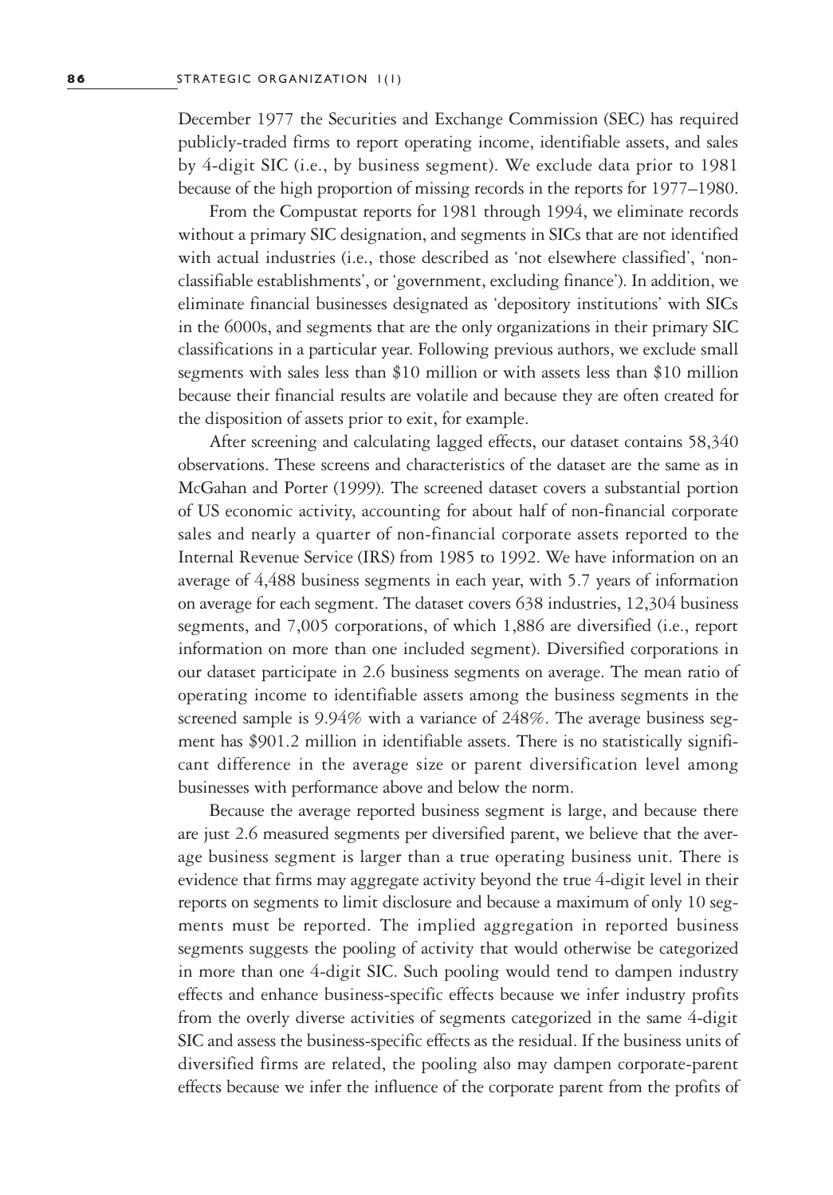December 1977 the Securities and Exchange Commission (SEC) has required publicly-traded firms to report operating income, identifiable assets, and sales by 4-digit SIC (i.e., by business segment). We exclude data prior to 1981 because of the high proportion of missing records in the reports for 1977–1980.

From the Compustat reports for 1981 through 1994, we eliminate records without a primary SIC designation, and segments in SICs that are not identified with actual industries (i.e., those described as 'not elsewhere classified', 'non-classifiable establishments', or 'government, excluding finance'). In addition, we eliminate financial businesses designated as 'depository institutions' with SICs in the 6000s, and segments that are the only organizations in their primary SIC classifications in a particular year. Following previous authors, we exclude small segments with sales less than \$10 million or with assets less than \$10 million because their financial results are volatile and because they are often created for the disposition of assets prior to exit, for example.

After screening and calculating lagged effects, our dataset contains 58,340 observations. These screens and characteristics of the dataset are the same as in McGahan and Porter (1999). The screened dataset covers a substantial portion of US economic activity, accounting for about half of non-financial corporate sales and nearly a quarter of non-financial corporate assets reported to the Internal Revenue Service (IRS) from 1985 to 1992. We have information on an average of 4,488 business segments in each year, with 5.7 years of information on average for each segment. The dataset covers 638 industries, 12,304 business segments, and 7,005 corporations, of which 1,886 are diversified (i.e., report information on more than one included segment). Diversified corporations in our dataset participate in 2.6 business segments on average. The mean ratio of operating income to identifiable assets among the business segments in the screened sample is 9.94% with a variance of 248%. The average business segment has \$901.2 million in identifiable assets. There is no statistically significant difference in the average size or parent diversification level among businesses with performance above and below the norm.

Because the average reported business segment is large, and because there are just 2.6 measured segments per diversified parent, we believe that the average business segment is larger than a true operating business unit. There is evidence that firms may aggregate activity beyond the true 4-digit level in their reports on segments to limit disclosure and because a maximum of only 10 segments must be reported. The implied aggregation in reported business segments suggests the pooling of activity that would otherwise be categorized in more than one 4-digit SIC. Such pooling would tend to dampen industry effects and enhance business-specific effects because we infer industry profits from the overly diverse activities of segments categorized in the same 4-digit SIC and assess the business-specific effects as the residual. If the business units of diversified firms are related, the pooling also may dampen corporate-parent effects because we infer the influence of the corporate parent from the profits of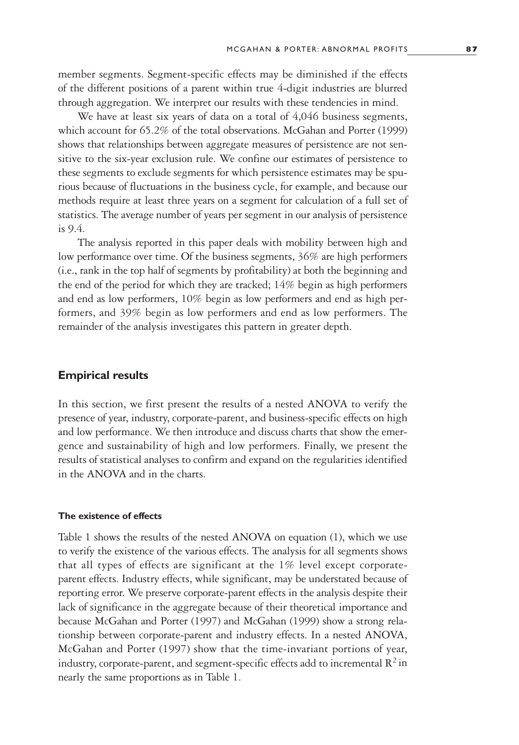member segments. Segment-specific effects may be diminished if the effects of the different positions of a parent within true 4-digit industries are blurred through aggregation. We interpret our results with these tendencies in mind.

We have at least six years of data on a total of 4,046 business segments, which account for 65.2% of the total observations. McGahan and Porter (1999) shows that relationships between aggregate measures of persistence are not sensitive to the six-year exclusion rule. We confine our estimates of persistence to these segments to exclude segments for which persistence estimates may be spurious because of fluctuations in the business cycle, for example, and because our methods require at least three years on a segment for calculation of a full set of statistics. The average number of years per segment in our analysis of persistence is 9.4.

The analysis reported in this paper deals with mobility between high and low performance over time. Of the business segments, 36% are high performers (i.e., rank in the top half of segments by profitability) at both the beginning and the end of the period for which they are tracked; 14% begin as high performers and end as low performers, 10% begin as low performers and end as high performers, and 39% begin as low performers and end as low performers. The remainder of the analysis investigates this pattern in greater depth.

## Empirical results

In this section, we first present the results of a nested ANOVA to verify the presence of year, industry, corporate-parent, and business-specific effects on high and low performance. We then introduce and discuss charts that show the emergence and sustainability of high and low performers. Finally, we present the results of statistical analyses to confirm and expand on the regularities identified in the ANOVA and in the charts.

### The existence of effects

Table 1 shows the results of the nested ANOVA on equation (1), which we use to verify the existence of the various effects. The analysis for all segments shows that all types of effects are significant at the 1% level except corporate-parent effects. Industry effects, while significant, may be understated because of reporting error. We preserve corporate-parent effects in the analysis despite their lack of significance in the aggregate because of their theoretical importance and because McGahan and Porter (1997) and McGahan (1999) show a strong relationship between corporate-parent and industry effects. In a nested ANOVA, McGahan and Porter (1997) show that the time-invariant portions of year, industry, corporate-parent, and segment-specific effects add to incremental $R^2$ in nearly the same proportions as in Table 1.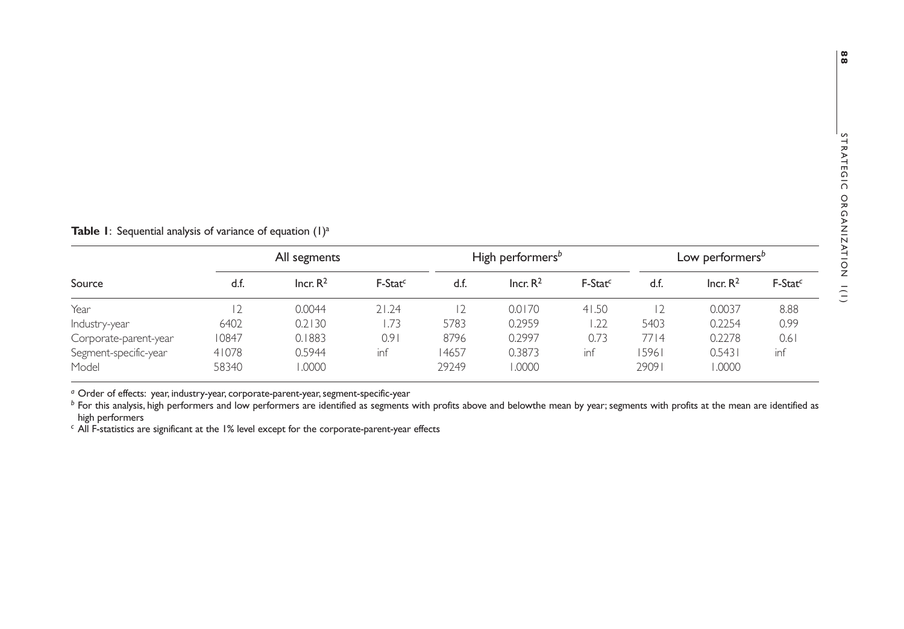**Table 1**: Sequential analysis of variance of equation (1)[a]

| Source | All segments | | | High performers[b] | | | Low performers[b] | | |
|---|---|---|---|---|---|---|---|---|---|
| | d.f. | Incr. $R^2$ | F-Stat[c] | d.f. | Incr. $R^2$ | F-Stat[c] | d.f. | Incr. $R^2$ | F-Stat[c] |
| Year | 12 | 0.0044 | 21.24 | 12 | 0.0170 | 41.50 | 12 | 0.0037 | 8.88 |
| Industry-year | 6402 | 0.2130 | 1.73 | 5783 | 0.2959 | 1.22 | 5403 | 0.2254 | 0.99 |
| Corporate-parent-year | 10847 | 0.1883 | 0.91 | 8796 | 0.2997 | 0.73 | 7714 | 0.2278 | 0.61 |
| Segment-specific-year | 41078 | 0.5944 | inf | 14657 | 0.3873 | inf | 15961 | 0.5431 | inf |
| Model | 58340 | 1.0000 | | 29249 | 1.0000 | | 29091 | 1.0000 | |

[a] Order of effects: year, industry-year, corporate-parent-year, segment-specific-year

[b] For this analysis, high performers and low performers are identified as segments with profits above and belowthe mean by year; segments with profits at the mean are identified as high performers

[c] All F-statistics are significant at the 1% level except for the corporate-parent-year effects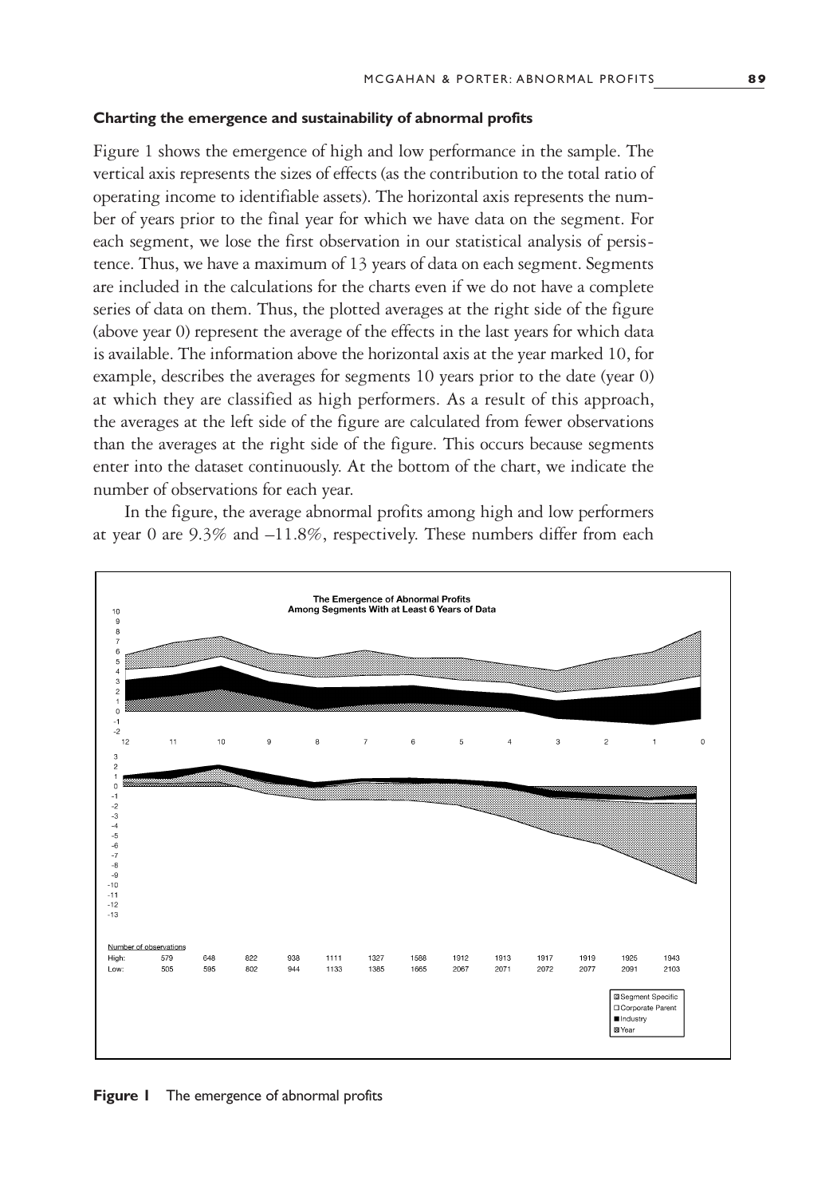## Charting the emergence and sustainability of abnormal profits

Figure 1 shows the emergence of high and low performance in the sample. The vertical axis represents the sizes of effects (as the contribution to the total ratio of operating income to identifiable assets). The horizontal axis represents the number of years prior to the final year for which we have data on the segment. For each segment, we lose the first observation in our statistical analysis of persistence. Thus, we have a maximum of 13 years of data on each segment. Segments are included in the calculations for the charts even if we do not have a complete series of data on them. Thus, the plotted averages at the right side of the figure (above year 0) represent the average of the effects in the last years for which data is available. The information above the horizontal axis at the year marked 10, for example, describes the averages for segments 10 years prior to the date (year 0) at which they are classified as high performers. As a result of this approach, the averages at the left side of the figure are calculated from fewer observations than the averages at the right side of the figure. This occurs because segments enter into the dataset continuously. At the bottom of the chart, we indicate the number of observations for each year.

In the figure, the average abnormal profits among high and low performers at year 0 are 9.3% and –11.8%, respectively. These numbers differ from each

**The Emergence of Abnormal Profits Among Segments With at Least 6 Years of Data**

Number of observations

| | 12 | 11 | 10 | 9 | 8 | 7 | 6 | 5 | 4 | 3 | 2 | 1 | 0 |
|---|---|---|---|---|---|---|---|---|---|---|---|---|---|
| High: | 579 | 648 | 822 | 938 | 1111 | 1327 | 1588 | 1912 | 1913 | 1917 | 1919 | 1925 | 1943 |
| Low: | 505 | 595 | 802 | 944 | 1133 | 1385 | 1665 | 2067 | 2071 | 2072 | 2077 | 2091 | 2103 |

Segment Specific; Corporate Parent; Industry; Year

**Figure 1** The emergence of abnormal profits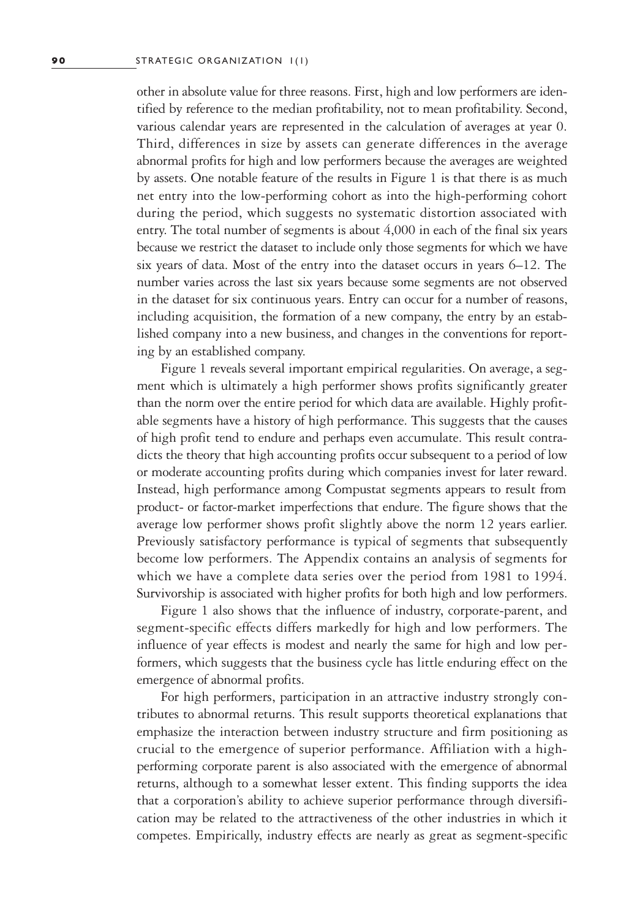other in absolute value for three reasons. First, high and low performers are identified by reference to the median profitability, not to mean profitability. Second, various calendar years are represented in the calculation of averages at year 0. Third, differences in size by assets can generate differences in the average abnormal profits for high and low performers because the averages are weighted by assets. One notable feature of the results in Figure 1 is that there is as much net entry into the low-performing cohort as into the high-performing cohort during the period, which suggests no systematic distortion associated with entry. The total number of segments is about 4,000 in each of the final six years because we restrict the dataset to include only those segments for which we have six years of data. Most of the entry into the dataset occurs in years 6–12. The number varies across the last six years because some segments are not observed in the dataset for six continuous years. Entry can occur for a number of reasons, including acquisition, the formation of a new company, the entry by an established company into a new business, and changes in the conventions for reporting by an established company.

Figure 1 reveals several important empirical regularities. On average, a segment which is ultimately a high performer shows profits significantly greater than the norm over the entire period for which data are available. Highly profitable segments have a history of high performance. This suggests that the causes of high profit tend to endure and perhaps even accumulate. This result contradicts the theory that high accounting profits occur subsequent to a period of low or moderate accounting profits during which companies invest for later reward. Instead, high performance among Compustat segments appears to result from product- or factor-market imperfections that endure. The figure shows that the average low performer shows profit slightly above the norm 12 years earlier. Previously satisfactory performance is typical of segments that subsequently become low performers. The Appendix contains an analysis of segments for which we have a complete data series over the period from 1981 to 1994. Survivorship is associated with higher profits for both high and low performers.

Figure 1 also shows that the influence of industry, corporate-parent, and segment-specific effects differs markedly for high and low performers. The influence of year effects is modest and nearly the same for high and low performers, which suggests that the business cycle has little enduring effect on the emergence of abnormal profits.

For high performers, participation in an attractive industry strongly contributes to abnormal returns. This result supports theoretical explanations that emphasize the interaction between industry structure and firm positioning as crucial to the emergence of superior performance. Affiliation with a high-performing corporate parent is also associated with the emergence of abnormal returns, although to a somewhat lesser extent. This finding supports the idea that a corporation's ability to achieve superior performance through diversification may be related to the attractiveness of the other industries in which it competes. Empirically, industry effects are nearly as great as segment-specific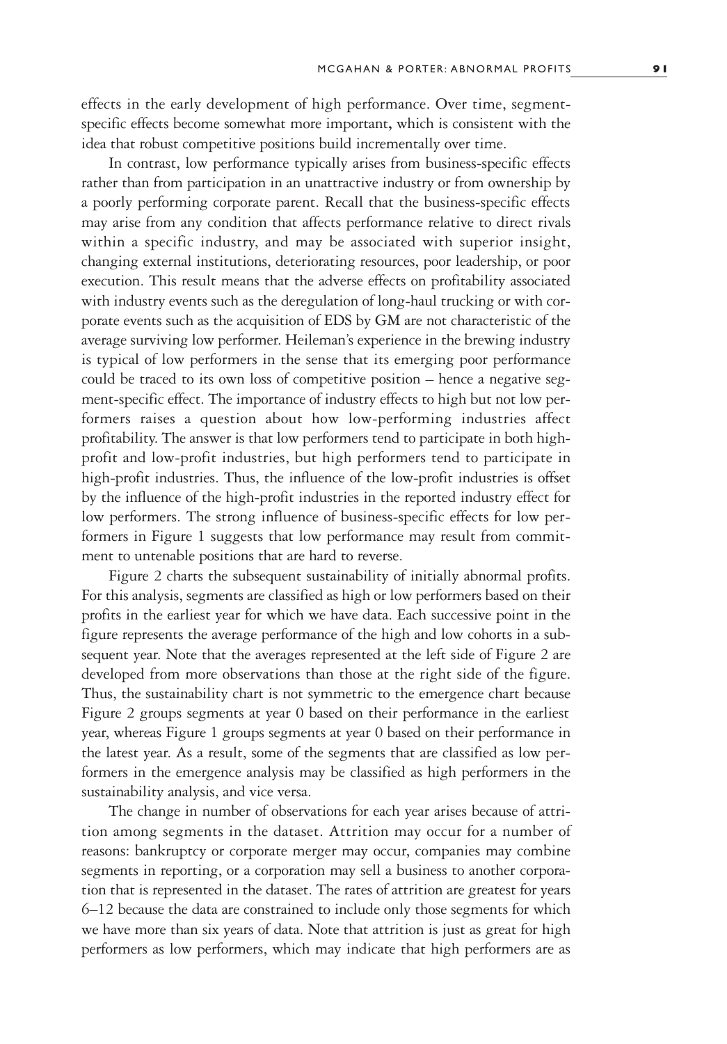effects in the early development of high performance. Over time, segment-specific effects become somewhat more important, which is consistent with the idea that robust competitive positions build incrementally over time.

In contrast, low performance typically arises from business-specific effects rather than from participation in an unattractive industry or from ownership by a poorly performing corporate parent. Recall that the business-specific effects may arise from any condition that affects performance relative to direct rivals within a specific industry, and may be associated with superior insight, changing external institutions, deteriorating resources, poor leadership, or poor execution. This result means that the adverse effects on profitability associated with industry events such as the deregulation of long-haul trucking or with corporate events such as the acquisition of EDS by GM are not characteristic of the average surviving low performer. Heileman's experience in the brewing industry is typical of low performers in the sense that its emerging poor performance could be traced to its own loss of competitive position – hence a negative segment-specific effect. The importance of industry effects to high but not low performers raises a question about how low-performing industries affect profitability. The answer is that low performers tend to participate in both high-profit and low-profit industries, but high performers tend to participate in high-profit industries. Thus, the influence of the low-profit industries is offset by the influence of the high-profit industries in the reported industry effect for low performers. The strong influence of business-specific effects for low performers in Figure 1 suggests that low performance may result from commitment to untenable positions that are hard to reverse.

Figure 2 charts the subsequent sustainability of initially abnormal profits. For this analysis, segments are classified as high or low performers based on their profits in the earliest year for which we have data. Each successive point in the figure represents the average performance of the high and low cohorts in a subsequent year. Note that the averages represented at the left side of Figure 2 are developed from more observations than those at the right side of the figure. Thus, the sustainability chart is not symmetric to the emergence chart because Figure 2 groups segments at year 0 based on their performance in the earliest year, whereas Figure 1 groups segments at year 0 based on their performance in the latest year. As a result, some of the segments that are classified as low performers in the emergence analysis may be classified as high performers in the sustainability analysis, and vice versa.

The change in number of observations for each year arises because of attrition among segments in the dataset. Attrition may occur for a number of reasons: bankruptcy or corporate merger may occur, companies may combine segments in reporting, or a corporation may sell a business to another corporation that is represented in the dataset. The rates of attrition are greatest for years 6–12 because the data are constrained to include only those segments for which we have more than six years of data. Note that attrition is just as great for high performers as low performers, which may indicate that high performers are as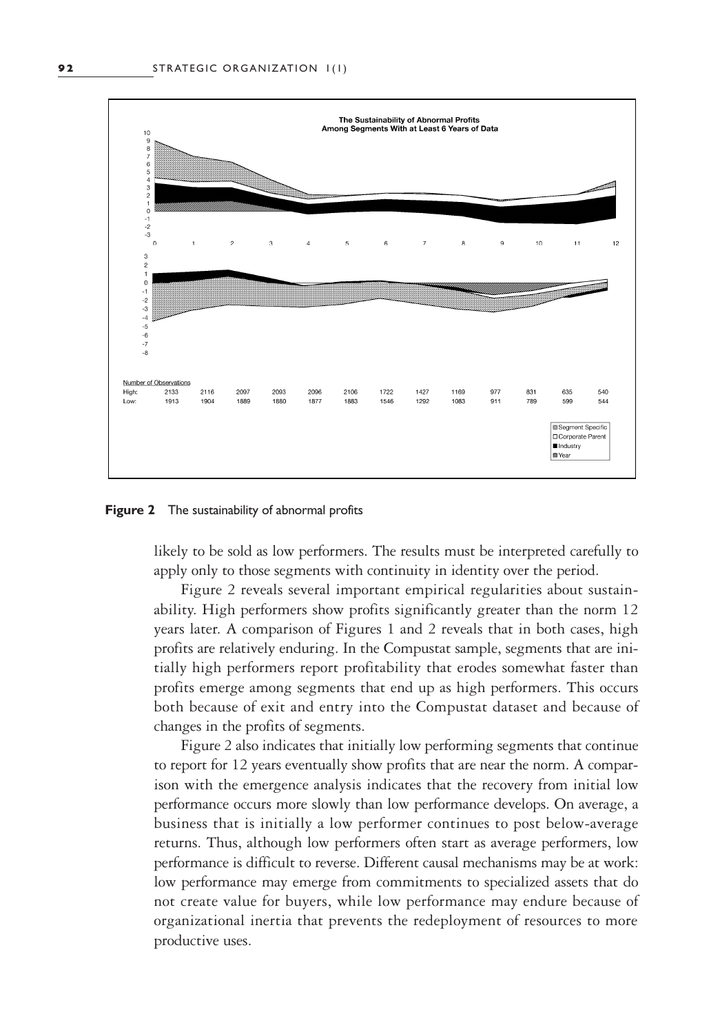**Figure 2** The sustainability of abnormal profits

likely to be sold as low performers. The results must be interpreted carefully to apply only to those segments with continuity in identity over the period.

Figure 2 reveals several important empirical regularities about sustainability. High performers show profits significantly greater than the norm 12 years later. A comparison of Figures 1 and 2 reveals that in both cases, high profits are relatively enduring. In the Compustat sample, segments that are initially high performers report profitability that erodes somewhat faster than profits emerge among segments that end up as high performers. This occurs both because of exit and entry into the Compustat dataset and because of changes in the profits of segments.

Figure 2 also indicates that initially low performing segments that continue to report for 12 years eventually show profits that are near the norm. A comparison with the emergence analysis indicates that the recovery from initial low performance occurs more slowly than low performance develops. On average, a business that is initially a low performer continues to post below-average returns. Thus, although low performers often start as average performers, low performance is difficult to reverse. Different causal mechanisms may be at work: low performance may emerge from commitments to specialized assets that do not create value for buyers, while low performance may endure because of organizational inertia that prevents the redeployment of resources to more productive uses.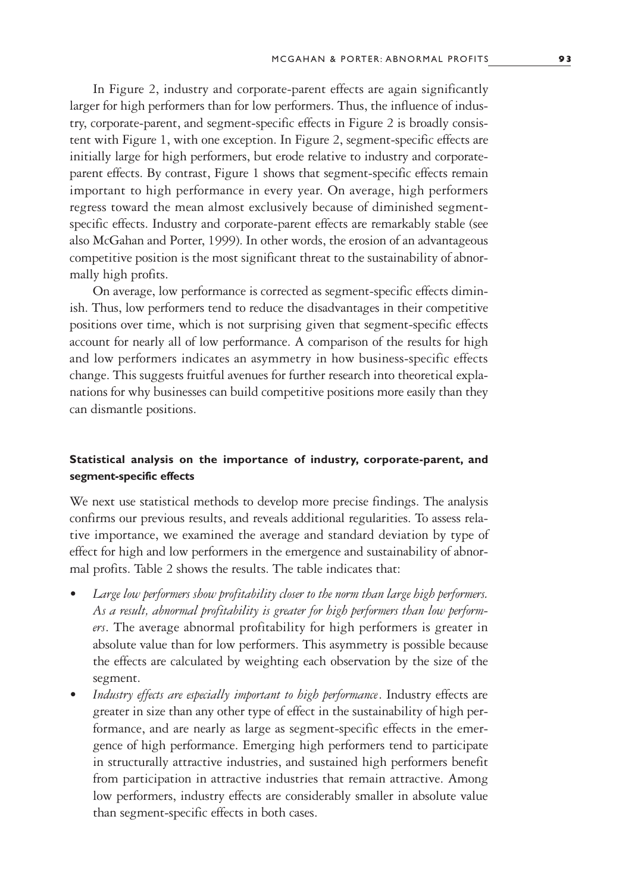In Figure 2, industry and corporate-parent effects are again significantly larger for high performers than for low performers. Thus, the influence of industry, corporate-parent, and segment-specific effects in Figure 2 is broadly consistent with Figure 1, with one exception. In Figure 2, segment-specific effects are initially large for high performers, but erode relative to industry and corporate-parent effects. By contrast, Figure 1 shows that segment-specific effects remain important to high performance in every year. On average, high performers regress toward the mean almost exclusively because of diminished segment-specific effects. Industry and corporate-parent effects are remarkably stable (see also McGahan and Porter, 1999). In other words, the erosion of an advantageous competitive position is the most significant threat to the sustainability of abnormally high profits.

On average, low performance is corrected as segment-specific effects diminish. Thus, low performers tend to reduce the disadvantages in their competitive positions over time, which is not surprising given that segment-specific effects account for nearly all of low performance. A comparison of the results for high and low performers indicates an asymmetry in how business-specific effects change. This suggests fruitful avenues for further research into theoretical explanations for why businesses can build competitive positions more easily than they can dismantle positions.

### Statistical analysis on the importance of industry, corporate-parent, and segment-specific effects

We next use statistical methods to develop more precise findings. The analysis confirms our previous results, and reveals additional regularities. To assess relative importance, we examined the average and standard deviation by type of effect for high and low performers in the emergence and sustainability of abnormal profits. Table 2 shows the results. The table indicates that:

- *Large low performers show profitability closer to the norm than large high performers. As a result, abnormal profitability is greater for high performers than low performers*. The average abnormal profitability for high performers is greater in absolute value than for low performers. This asymmetry is possible because the effects are calculated by weighting each observation by the size of the segment.
- *Industry effects are especially important to high performance*. Industry effects are greater in size than any other type of effect in the sustainability of high performance, and are nearly as large as segment-specific effects in the emergence of high performance. Emerging high performers tend to participate in structurally attractive industries, and sustained high performers benefit from participation in attractive industries that remain attractive. Among low performers, industry effects are considerably smaller in absolute value than segment-specific effects in both cases.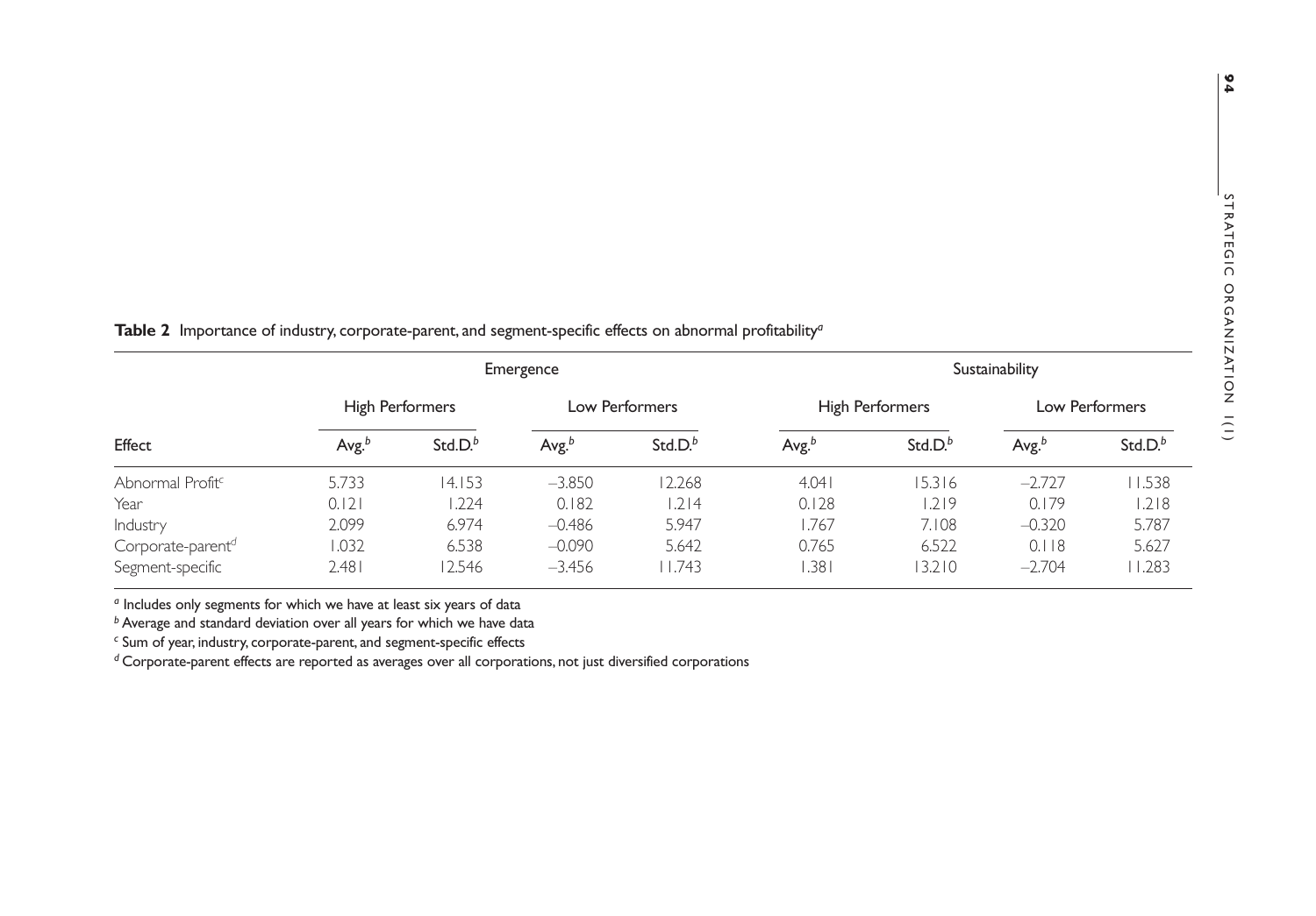**Table 2** Importance of industry, corporate-parent, and segment-specific effects on abnormal profitability[a]

| Effect | Emergence | | | | Sustainability | | | |
|---|---|---|---|---|---|---|---|---|
| | High Performers | | Low Performers | | High Performers | | Low Performers | |
| | Avg.[b] | Std.D.[b] | Avg.[b] | Std.D.[b] | Avg.[b] | Std.D.[b] | Avg.[b] | Std.D.[b] |
| Abnormal Profit[c] | 5.733 | 14.153 | −3.850 | 12.268 | 4.041 | 15.316 | −2.727 | 11.538 |
| Year | 0.121 | 1.224 | 0.182 | 1.214 | 0.128 | 1.219 | 0.179 | 1.218 |
| Industry | 2.099 | 6.974 | −0.486 | 5.947 | 1.767 | 7.108 | −0.320 | 5.787 |
| Corporate-parent[d] | 1.032 | 6.538 | −0.090 | 5.642 | 0.765 | 6.522 | 0.118 | 5.627 |
| Segment-specific | 2.481 | 12.546 | −3.456 | 11.743 | 1.381 | 13.210 | −2.704 | 11.283 |

[a] Includes only segments for which we have at least six years of data
[b] Average and standard deviation over all years for which we have data
[c] Sum of year, industry, corporate-parent, and segment-specific effects
[d] Corporate-parent effects are reported as averages over all corporations, not just diversified corporations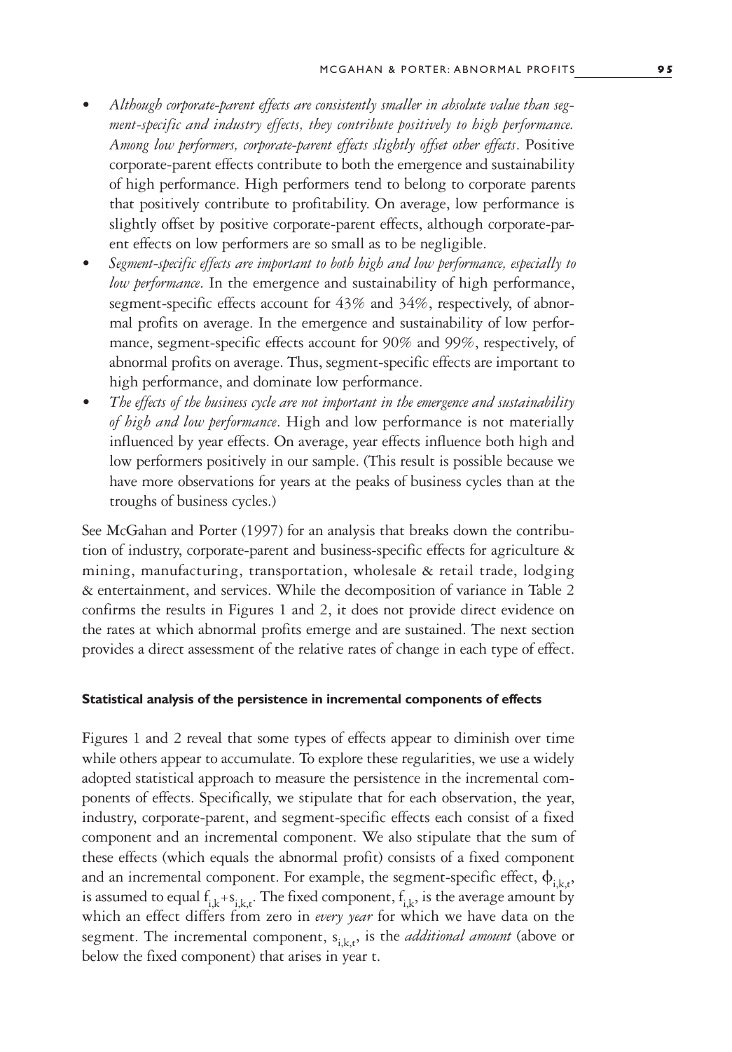- *Although corporate-parent effects are consistently smaller in absolute value than segment-specific and industry effects, they contribute positively to high performance. Among low performers, corporate-parent effects slightly offset other effects*. Positive corporate-parent effects contribute to both the emergence and sustainability of high performance. High performers tend to belong to corporate parents that positively contribute to profitability. On average, low performance is slightly offset by positive corporate-parent effects, although corporate-parent effects on low performers are so small as to be negligible.
- *Segment-specific effects are important to both high and low performance, especially to low performance*. In the emergence and sustainability of high performance, segment-specific effects account for 43% and 34%, respectively, of abnormal profits on average. In the emergence and sustainability of low performance, segment-specific effects account for 90% and 99%, respectively, of abnormal profits on average. Thus, segment-specific effects are important to high performance, and dominate low performance.
- *The effects of the business cycle are not important in the emergence and sustainability of high and low performance*. High and low performance is not materially influenced by year effects. On average, year effects influence both high and low performers positively in our sample. (This result is possible because we have more observations for years at the peaks of business cycles than at the troughs of business cycles.)

See McGahan and Porter (1997) for an analysis that breaks down the contribution of industry, corporate-parent and business-specific effects for agriculture & mining, manufacturing, transportation, wholesale & retail trade, lodging & entertainment, and services. While the decomposition of variance in Table 2 confirms the results in Figures 1 and 2, it does not provide direct evidence on the rates at which abnormal profits emerge and are sustained. The next section provides a direct assessment of the relative rates of change in each type of effect.

#### Statistical analysis of the persistence in incremental components of effects

Figures 1 and 2 reveal that some types of effects appear to diminish over time while others appear to accumulate. To explore these regularities, we use a widely adopted statistical approach to measure the persistence in the incremental components of effects. Specifically, we stipulate that for each observation, the year, industry, corporate-parent, and segment-specific effects each consist of a fixed component and an incremental component. We also stipulate that the sum of these effects (which equals the abnormal profit) consists of a fixed component and an incremental component. For example, the segment-specific effect, $\phi_{i,k,t}$, is assumed to equal $f_{i,k}+s_{i,k,t}$. The fixed component, $f_{i,k}$, is the average amount by which an effect differs from zero in *every year* for which we have data on the segment. The incremental component, $s_{i,k,t}$, is the *additional amount* (above or below the fixed component) that arises in year t.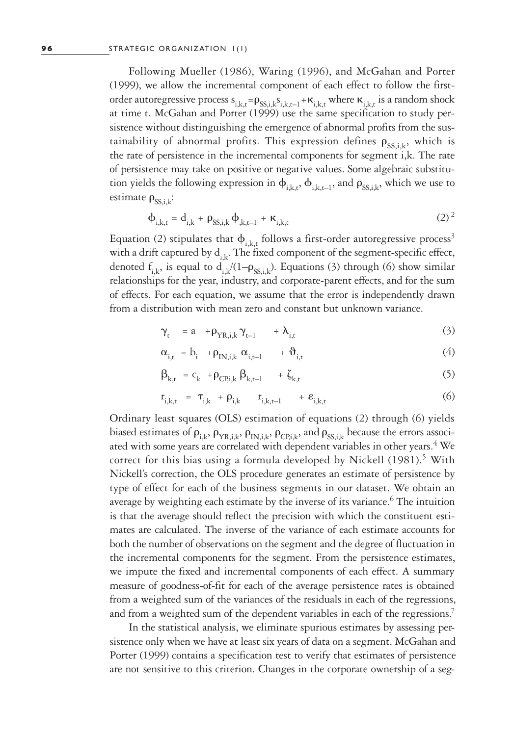Following Mueller (1986), Waring (1996), and McGahan and Porter (1999), we allow the incremental component of each effect to follow the first-order autoregressive process $s_{i,k,t} = \rho_{SS,i,k} s_{i,k,t-1} + \kappa_{i,k,t}$ where $\kappa_{i,k,t}$ is a random shock at time t. McGahan and Porter (1999) use the same specification to study persistence without distinguishing the emergence of abnormal profits from the sustainability of abnormal profits. This expression defines $\rho_{SS,i,k}$, which is the rate of persistence in the incremental components for segment i,k. The rate of persistence may take on positive or negative values. Some algebraic substitution yields the following expression in $\phi_{i,k,t}$, $\phi_{i,k,t-1}$, and $\rho_{SS,i,k}$, which we use to estimate $\rho_{SS,i,k}$:

$$\phi_{i,k,t} = d_{i,k} + \rho_{SS,i,k} \phi_{,k,t-1} + \kappa_{i,k,t} \tag{2}$$ [2]

Equation (2) stipulates that $\phi_{i,k,t}$ follows a first-order autoregressive process[3] with a drift captured by $d_{i,k}$. The fixed component of the segment-specific effect, denoted $f_{i,k}$, is equal to $d_{i,k}/(1-\rho_{SS,i,k})$. Equations (3) through (6) show similar relationships for the year, industry, and corporate-parent effects, and for the sum of effects. For each equation, we assume that the error is independently drawn from a distribution with mean zero and constant but unknown variance.

$$\gamma_t = a + \rho_{YR,i,k} \gamma_{t-1} + \lambda_{i,t} \tag{3}$$

$$\alpha_{i,t} = b_i + \rho_{IN,i,k} \alpha_{i,t-1} + \vartheta_{i,t} \tag{4}$$

$$\beta_{k,t} = c_k + \rho_{CP,i,k} \beta_{k,t-1} + \zeta_{k,t} \tag{5}$$

$$r_{i,k,t} = \tau_{i,k} + \rho_{i,k} r_{i,k,t-1} + \varepsilon_{i,k,t} \tag{6}$$

Ordinary least squares (OLS) estimation of equations (2) through (6) yields biased estimates of $\rho_{i,k}$, $\rho_{YR,i,k}$, $\rho_{IN,i,k}$, $\rho_{CP,i,k}$, and $\rho_{SS,i,k}$ because the errors associated with some years are correlated with dependent variables in other years.[4] We correct for this bias using a formula developed by Nickell (1981).[5] With Nickell's correction, the OLS procedure generates an estimate of persistence by type of effect for each of the business segments in our dataset. We obtain an average by weighting each estimate by the inverse of its variance.[6] The intuition is that the average should reflect the precision with which the constituent estimates are calculated. The inverse of the variance of each estimate accounts for both the number of observations on the segment and the degree of fluctuation in the incremental components for the segment. From the persistence estimates, we impute the fixed and incremental components of each effect. A summary measure of goodness-of-fit for each of the average persistence rates is obtained from a weighted sum of the variances of the residuals in each of the regressions, and from a weighted sum of the dependent variables in each of the regressions.[7]

In the statistical analysis, we eliminate spurious estimates by assessing persistence only when we have at least six years of data on a segment. McGahan and Porter (1999) contains a specification test to verify that estimates of persistence are not sensitive to this criterion. Changes in the corporate ownership of a seg-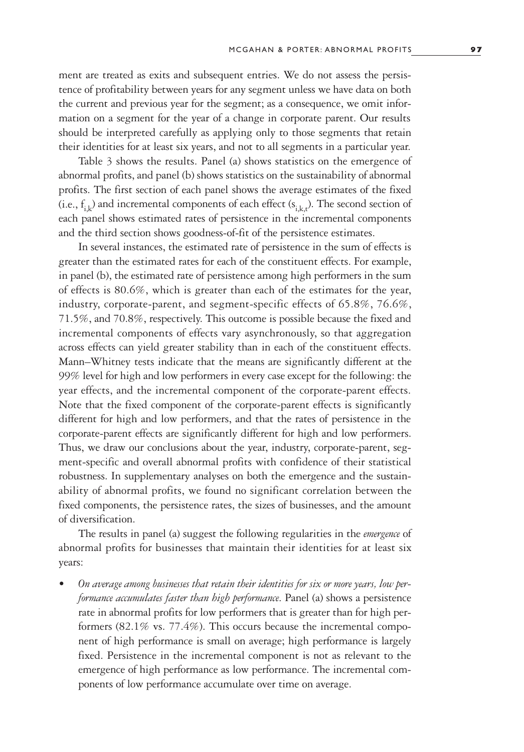ment are treated as exits and subsequent entries. We do not assess the persistence of profitability between years for any segment unless we have data on both the current and previous year for the segment; as a consequence, we omit information on a segment for the year of a change in corporate parent. Our results should be interpreted carefully as applying only to those segments that retain their identities for at least six years, and not to all segments in a particular year.

Table 3 shows the results. Panel (a) shows statistics on the emergence of abnormal profits, and panel (b) shows statistics on the sustainability of abnormal profits. The first section of each panel shows the average estimates of the fixed (i.e., $f_{i,k}$) and incremental components of each effect ($s_{i,k,t}$). The second section of each panel shows estimated rates of persistence in the incremental components and the third section shows goodness-of-fit of the persistence estimates.

In several instances, the estimated rate of persistence in the sum of effects is greater than the estimated rates for each of the constituent effects. For example, in panel (b), the estimated rate of persistence among high performers in the sum of effects is 80.6%, which is greater than each of the estimates for the year, industry, corporate-parent, and segment-specific effects of 65.8%, 76.6%, 71.5%, and 70.8%, respectively. This outcome is possible because the fixed and incremental components of effects vary asynchronously, so that aggregation across effects can yield greater stability than in each of the constituent effects. Mann–Whitney tests indicate that the means are significantly different at the 99% level for high and low performers in every case except for the following: the year effects, and the incremental component of the corporate-parent effects. Note that the fixed component of the corporate-parent effects is significantly different for high and low performers, and that the rates of persistence in the corporate-parent effects are significantly different for high and low performers. Thus, we draw our conclusions about the year, industry, corporate-parent, segment-specific and overall abnormal profits with confidence of their statistical robustness. In supplementary analyses on both the emergence and the sustainability of abnormal profits, we found no significant correlation between the fixed components, the persistence rates, the sizes of businesses, and the amount of diversification.

The results in panel (a) suggest the following regularities in the *emergence* of abnormal profits for businesses that maintain their identities for at least six years:

- *On average among businesses that retain their identities for six or more years, low performance accumulates faster than high performance*. Panel (a) shows a persistence rate in abnormal profits for low performers that is greater than for high performers (82.1% vs. 77.4%). This occurs because the incremental component of high performance is small on average; high performance is largely fixed. Persistence in the incremental component is not as relevant to the emergence of high performance as low performance. The incremental components of low performance accumulate over time on average.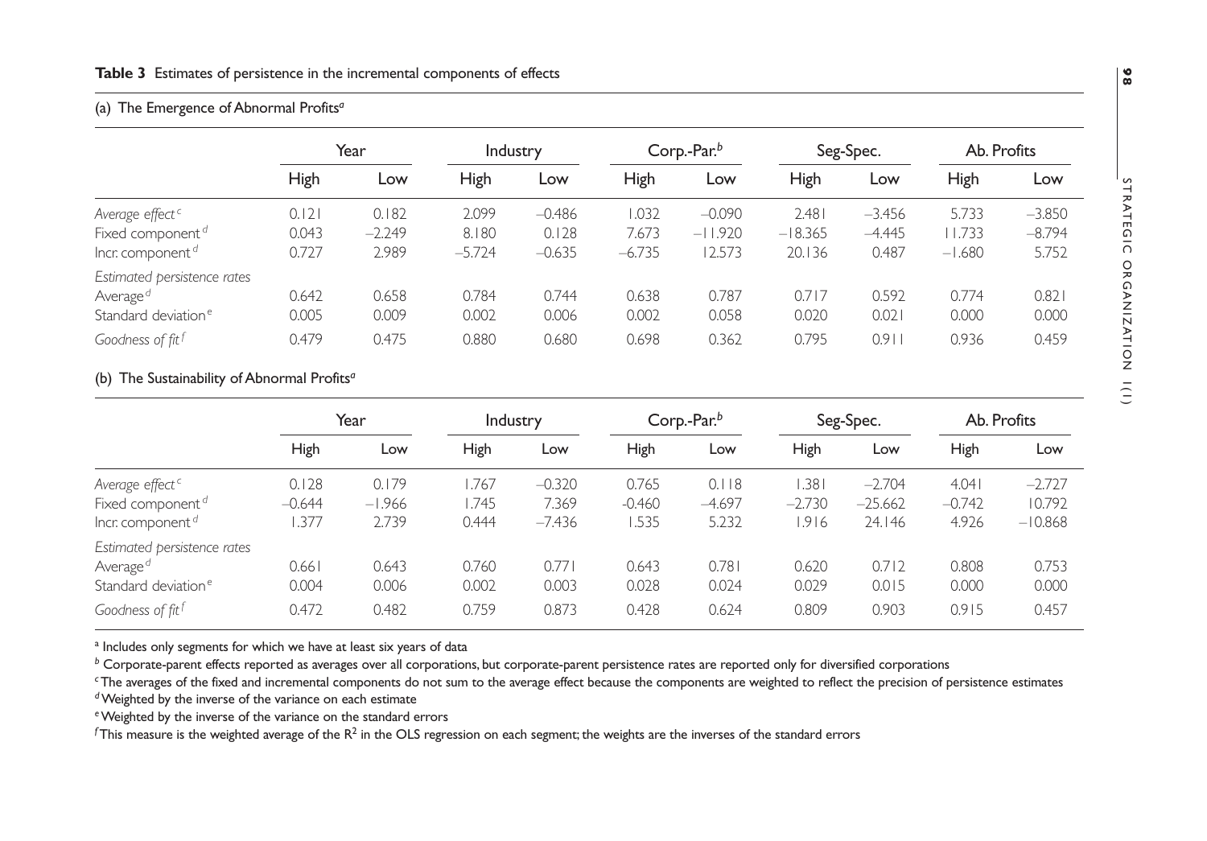**Table 3** Estimates of persistence in the incremental components of effects

(a) The Emergence of Abnormal Profits[a]

| | Year | | Industry | | Corp.-Par.[b] | | Seg-Spec. | | Ab. Profits | |
|---|---|---|---|---|---|---|---|---|---|---|
| | High | Low | High | Low | High | Low | High | Low | High | Low |
| *Average effect*[c] | 0.121 | 0.182 | 2.099 | −0.486 | 1.032 | −0.090 | 2.481 | −3.456 | 5.733 | −3.850 |
| Fixed component[d] | 0.043 | −2.249 | 8.180 | 0.128 | 7.673 | −11.920 | −18.365 | −4.445 | 11.733 | −8.794 |
| Incr. component[d] | 0.727 | 2.989 | −5.724 | −0.635 | −6.735 | 12.573 | 20.136 | 0.487 | −1.680 | 5.752 |
| *Estimated persistence rates* | | | | | | | | | | |
| Average[d] | 0.642 | 0.658 | 0.784 | 0.744 | 0.638 | 0.787 | 0.717 | 0.592 | 0.774 | 0.821 |
| Standard deviation[e] | 0.005 | 0.009 | 0.002 | 0.006 | 0.002 | 0.058 | 0.020 | 0.021 | 0.000 | 0.000 |
| *Goodness of fit*[f] | 0.479 | 0.475 | 0.880 | 0.680 | 0.698 | 0.362 | 0.795 | 0.911 | 0.936 | 0.459 |

(b) The Sustainability of Abnormal Profits[a]

| | Year | | Industry | | Corp.-Par.[b] | | Seg-Spec. | | Ab. Profits | |
|---|---|---|---|---|---|---|---|---|---|---|
| | High | Low | High | Low | High | Low | High | Low | High | Low |
| *Average effect*[c] | 0.128 | 0.179 | 1.767 | −0.320 | 0.765 | 0.118 | 1.381 | −2.704 | 4.041 | −2.727 |
| Fixed component[d] | −0.644 | −1.966 | 1.745 | 7.369 | −0.460 | −4.697 | −2.730 | −25.662 | −0.742 | 10.792 |
| Incr. component[d] | 1.377 | 2.739 | 0.444 | −7.436 | 1.535 | 5.232 | 1.916 | 24.146 | 4.926 | −10.868 |
| *Estimated persistence rates* | | | | | | | | | | |
| Average[d] | 0.661 | 0.643 | 0.760 | 0.771 | 0.643 | 0.781 | 0.620 | 0.712 | 0.808 | 0.753 |
| Standard deviation[e] | 0.004 | 0.006 | 0.002 | 0.003 | 0.028 | 0.024 | 0.029 | 0.015 | 0.000 | 0.000 |
| *Goodness of fit*[f] | 0.472 | 0.482 | 0.759 | 0.873 | 0.428 | 0.624 | 0.809 | 0.903 | 0.915 | 0.457 |

[a] Includes only segments for which we have at least six years of data

[b] Corporate-parent effects reported as averages over all corporations, but corporate-parent persistence rates are reported only for diversified corporations

[c] The averages of the fixed and incremental components do not sum to the average effect because the components are weighted to reflect the precision of persistence estimates

[d] Weighted by the inverse of the variance on each estimate

[e] Weighted by the inverse of the variance on the standard errors

[f] This measure is the weighted average of the $R^2$ in the OLS regression on each segment; the weights are the inverses of the standard errors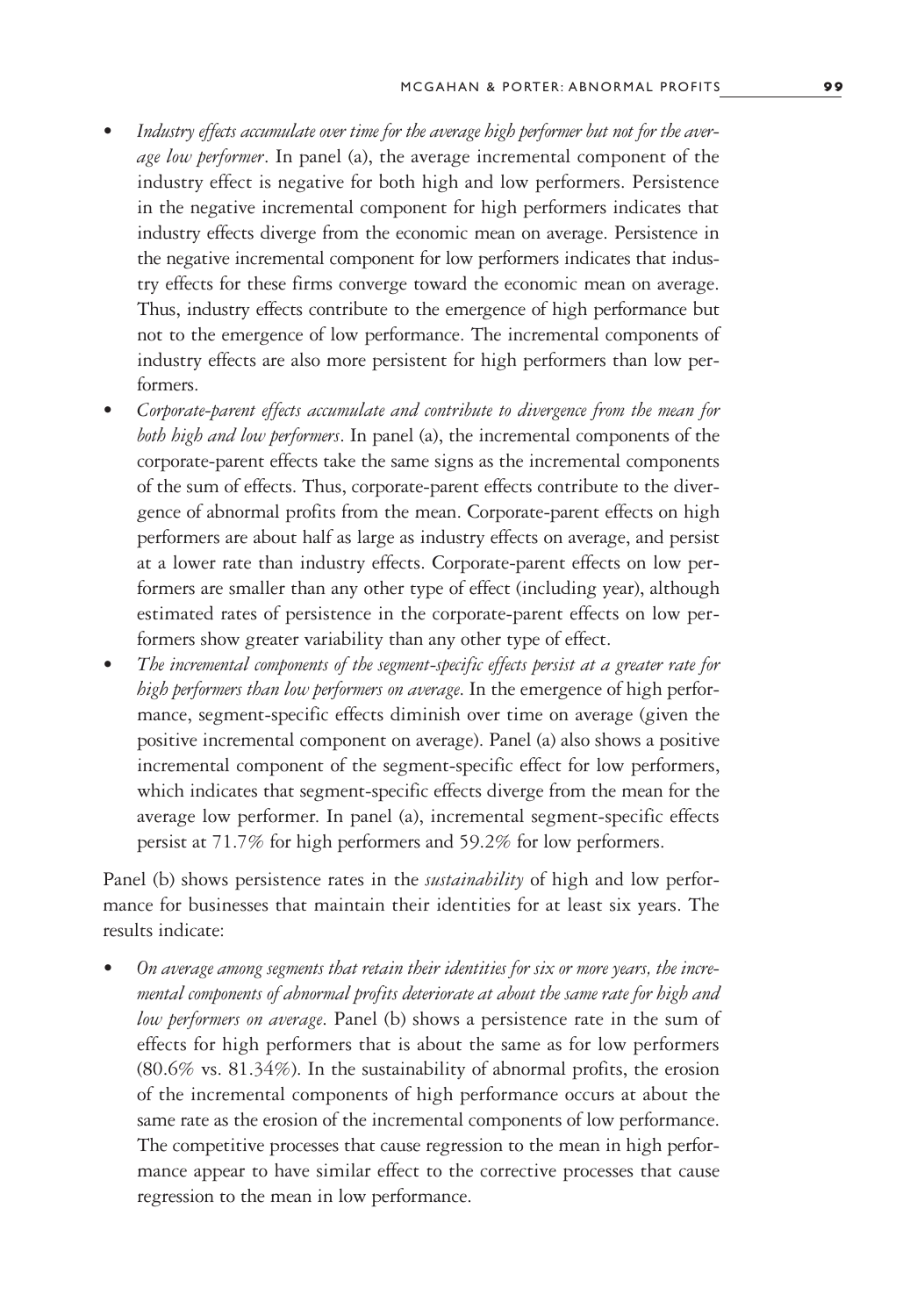- *Industry effects accumulate over time for the average high performer but not for the average low performer*. In panel (a), the average incremental component of the industry effect is negative for both high and low performers. Persistence in the negative incremental component for high performers indicates that industry effects diverge from the economic mean on average. Persistence in the negative incremental component for low performers indicates that industry effects for these firms converge toward the economic mean on average. Thus, industry effects contribute to the emergence of high performance but not to the emergence of low performance. The incremental components of industry effects are also more persistent for high performers than low performers.
- *Corporate-parent effects accumulate and contribute to divergence from the mean for both high and low performers*. In panel (a), the incremental components of the corporate-parent effects take the same signs as the incremental components of the sum of effects. Thus, corporate-parent effects contribute to the divergence of abnormal profits from the mean. Corporate-parent effects on high performers are about half as large as industry effects on average, and persist at a lower rate than industry effects. Corporate-parent effects on low performers are smaller than any other type of effect (including year), although estimated rates of persistence in the corporate-parent effects on low performers show greater variability than any other type of effect.
- *The incremental components of the segment-specific effects persist at a greater rate for high performers than low performers on average*. In the emergence of high performance, segment-specific effects diminish over time on average (given the positive incremental component on average). Panel (a) also shows a positive incremental component of the segment-specific effect for low performers, which indicates that segment-specific effects diverge from the mean for the average low performer. In panel (a), incremental segment-specific effects persist at 71.7% for high performers and 59.2% for low performers.

Panel (b) shows persistence rates in the *sustainability* of high and low performance for businesses that maintain their identities for at least six years. The results indicate:

- *On average among segments that retain their identities for six or more years, the incremental components of abnormal profits deteriorate at about the same rate for high and low performers on average*. Panel (b) shows a persistence rate in the sum of effects for high performers that is about the same as for low performers (80.6% vs. 81.34%). In the sustainability of abnormal profits, the erosion of the incremental components of high performance occurs at about the same rate as the erosion of the incremental components of low performance. The competitive processes that cause regression to the mean in high performance appear to have similar effect to the corrective processes that cause regression to the mean in low performance.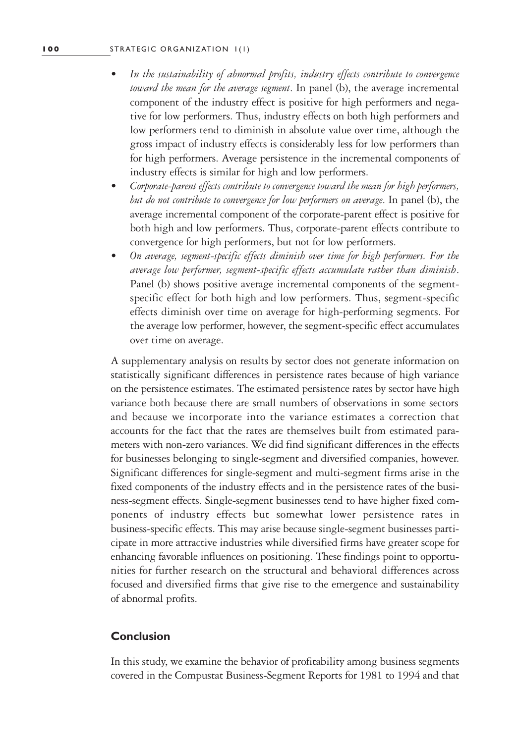- *In the sustainability of abnormal profits, industry effects contribute to convergence toward the mean for the average segment*. In panel (b), the average incremental component of the industry effect is positive for high performers and negative for low performers. Thus, industry effects on both high performers and low performers tend to diminish in absolute value over time, although the gross impact of industry effects is considerably less for low performers than for high performers. Average persistence in the incremental components of industry effects is similar for high and low performers.
- *Corporate-parent effects contribute to convergence toward the mean for high performers, but do not contribute to convergence for low performers on average*. In panel (b), the average incremental component of the corporate-parent effect is positive for both high and low performers. Thus, corporate-parent effects contribute to convergence for high performers, but not for low performers.
- *On average, segment-specific effects diminish over time for high performers. For the average low performer, segment-specific effects accumulate rather than diminish*. Panel (b) shows positive average incremental components of the segment-specific effect for both high and low performers. Thus, segment-specific effects diminish over time on average for high-performing segments. For the average low performer, however, the segment-specific effect accumulates over time on average.

A supplementary analysis on results by sector does not generate information on statistically significant differences in persistence rates because of high variance on the persistence estimates. The estimated persistence rates by sector have high variance both because there are small numbers of observations in some sectors and because we incorporate into the variance estimates a correction that accounts for the fact that the rates are themselves built from estimated parameters with non-zero variances. We did find significant differences in the effects for businesses belonging to single-segment and diversified companies, however. Significant differences for single-segment and multi-segment firms arise in the fixed components of the industry effects and in the persistence rates of the business-segment effects. Single-segment businesses tend to have higher fixed components of industry effects but somewhat lower persistence rates in business-specific effects. This may arise because single-segment businesses participate in more attractive industries while diversified firms have greater scope for enhancing favorable influences on positioning. These findings point to opportunities for further research on the structural and behavioral differences across focused and diversified firms that give rise to the emergence and sustainability of abnormal profits.

## Conclusion

In this study, we examine the behavior of profitability among business segments covered in the Compustat Business-Segment Reports for 1981 to 1994 and that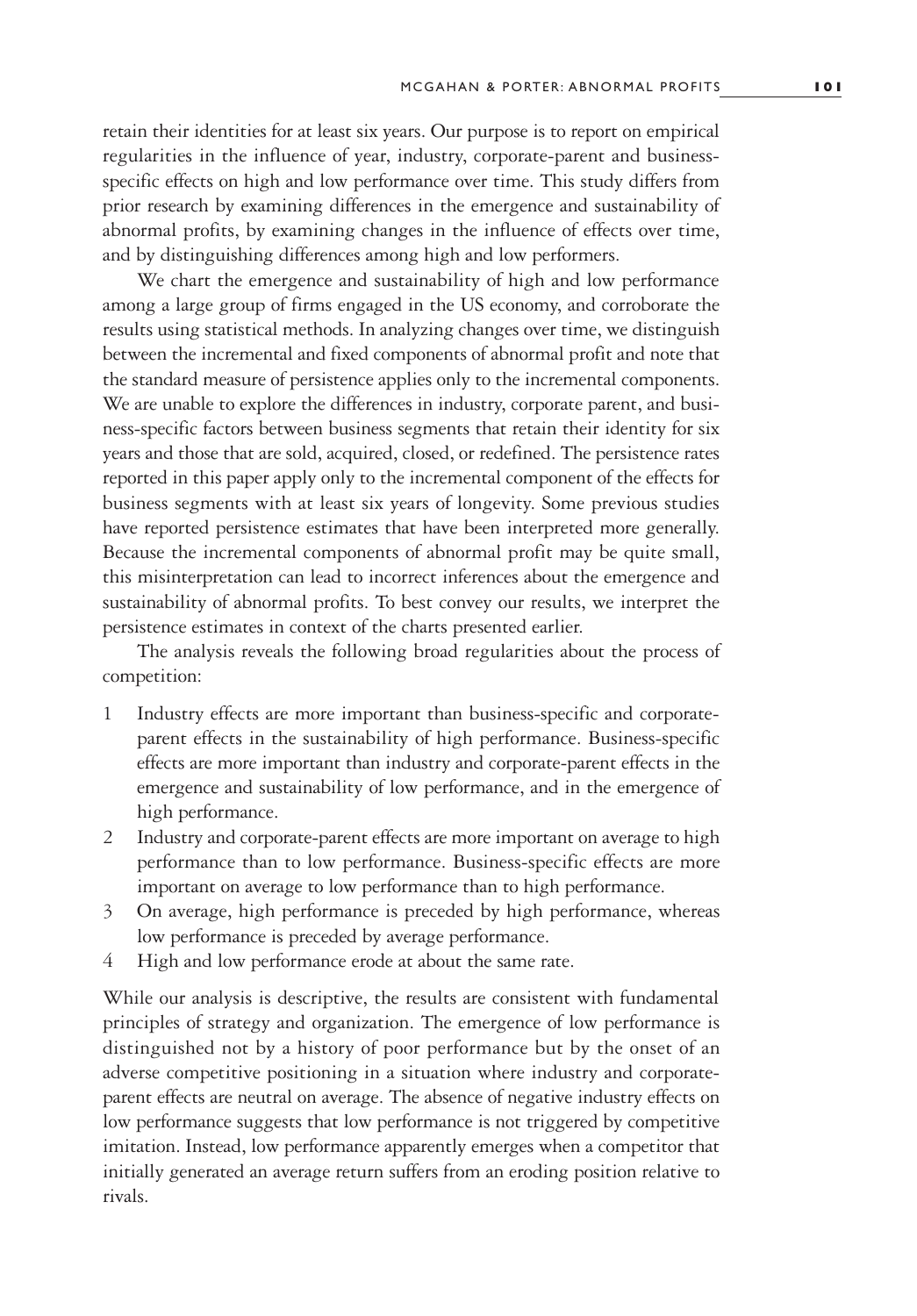retain their identities for at least six years. Our purpose is to report on empirical regularities in the influence of year, industry, corporate-parent and business-specific effects on high and low performance over time. This study differs from prior research by examining differences in the emergence and sustainability of abnormal profits, by examining changes in the influence of effects over time, and by distinguishing differences among high and low performers.

We chart the emergence and sustainability of high and low performance among a large group of firms engaged in the US economy, and corroborate the results using statistical methods. In analyzing changes over time, we distinguish between the incremental and fixed components of abnormal profit and note that the standard measure of persistence applies only to the incremental components. We are unable to explore the differences in industry, corporate parent, and business-specific factors between business segments that retain their identity for six years and those that are sold, acquired, closed, or redefined. The persistence rates reported in this paper apply only to the incremental component of the effects for business segments with at least six years of longevity. Some previous studies have reported persistence estimates that have been interpreted more generally. Because the incremental components of abnormal profit may be quite small, this misinterpretation can lead to incorrect inferences about the emergence and sustainability of abnormal profits. To best convey our results, we interpret the persistence estimates in context of the charts presented earlier.

The analysis reveals the following broad regularities about the process of competition:

1. Industry effects are more important than business-specific and corporate-parent effects in the sustainability of high performance. Business-specific effects are more important than industry and corporate-parent effects in the emergence and sustainability of low performance, and in the emergence of high performance.
2. Industry and corporate-parent effects are more important on average to high performance than to low performance. Business-specific effects are more important on average to low performance than to high performance.
3. On average, high performance is preceded by high performance, whereas low performance is preceded by average performance.
4. High and low performance erode at about the same rate.

While our analysis is descriptive, the results are consistent with fundamental principles of strategy and organization. The emergence of low performance is distinguished not by a history of poor performance but by the onset of an adverse competitive positioning in a situation where industry and corporate-parent effects are neutral on average. The absence of negative industry effects on low performance suggests that low performance is not triggered by competitive imitation. Instead, low performance apparently emerges when a competitor that initially generated an average return suffers from an eroding position relative to rivals.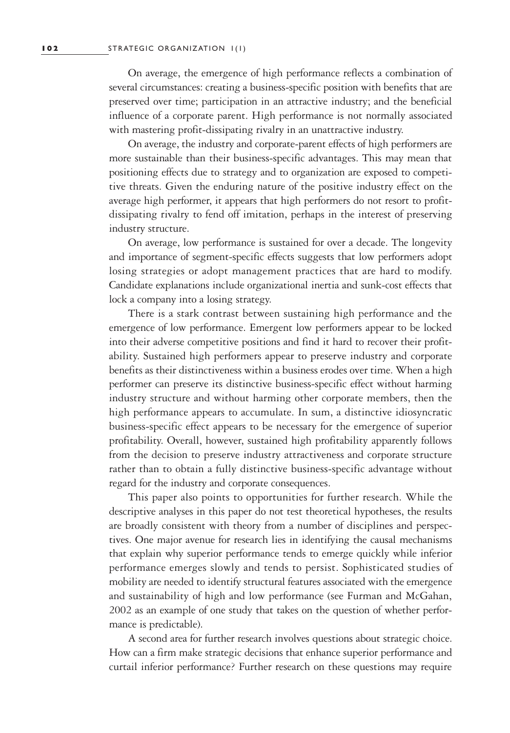On average, the emergence of high performance reflects a combination of several circumstances: creating a business-specific position with benefits that are preserved over time; participation in an attractive industry; and the beneficial influence of a corporate parent. High performance is not normally associated with mastering profit-dissipating rivalry in an unattractive industry.

On average, the industry and corporate-parent effects of high performers are more sustainable than their business-specific advantages. This may mean that positioning effects due to strategy and to organization are exposed to competitive threats. Given the enduring nature of the positive industry effect on the average high performer, it appears that high performers do not resort to profit-dissipating rivalry to fend off imitation, perhaps in the interest of preserving industry structure.

On average, low performance is sustained for over a decade. The longevity and importance of segment-specific effects suggests that low performers adopt losing strategies or adopt management practices that are hard to modify. Candidate explanations include organizational inertia and sunk-cost effects that lock a company into a losing strategy.

There is a stark contrast between sustaining high performance and the emergence of low performance. Emergent low performers appear to be locked into their adverse competitive positions and find it hard to recover their profitability. Sustained high performers appear to preserve industry and corporate benefits as their distinctiveness within a business erodes over time. When a high performer can preserve its distinctive business-specific effect without harming industry structure and without harming other corporate members, then the high performance appears to accumulate. In sum, a distinctive idiosyncratic business-specific effect appears to be necessary for the emergence of superior profitability. Overall, however, sustained high profitability apparently follows from the decision to preserve industry attractiveness and corporate structure rather than to obtain a fully distinctive business-specific advantage without regard for the industry and corporate consequences.

This paper also points to opportunities for further research. While the descriptive analyses in this paper do not test theoretical hypotheses, the results are broadly consistent with theory from a number of disciplines and perspectives. One major avenue for research lies in identifying the causal mechanisms that explain why superior performance tends to emerge quickly while inferior performance emerges slowly and tends to persist. Sophisticated studies of mobility are needed to identify structural features associated with the emergence and sustainability of high and low performance (see Furman and McGahan, 2002 as an example of one study that takes on the question of whether performance is predictable).

A second area for further research involves questions about strategic choice. How can a firm make strategic decisions that enhance superior performance and curtail inferior performance? Further research on these questions may require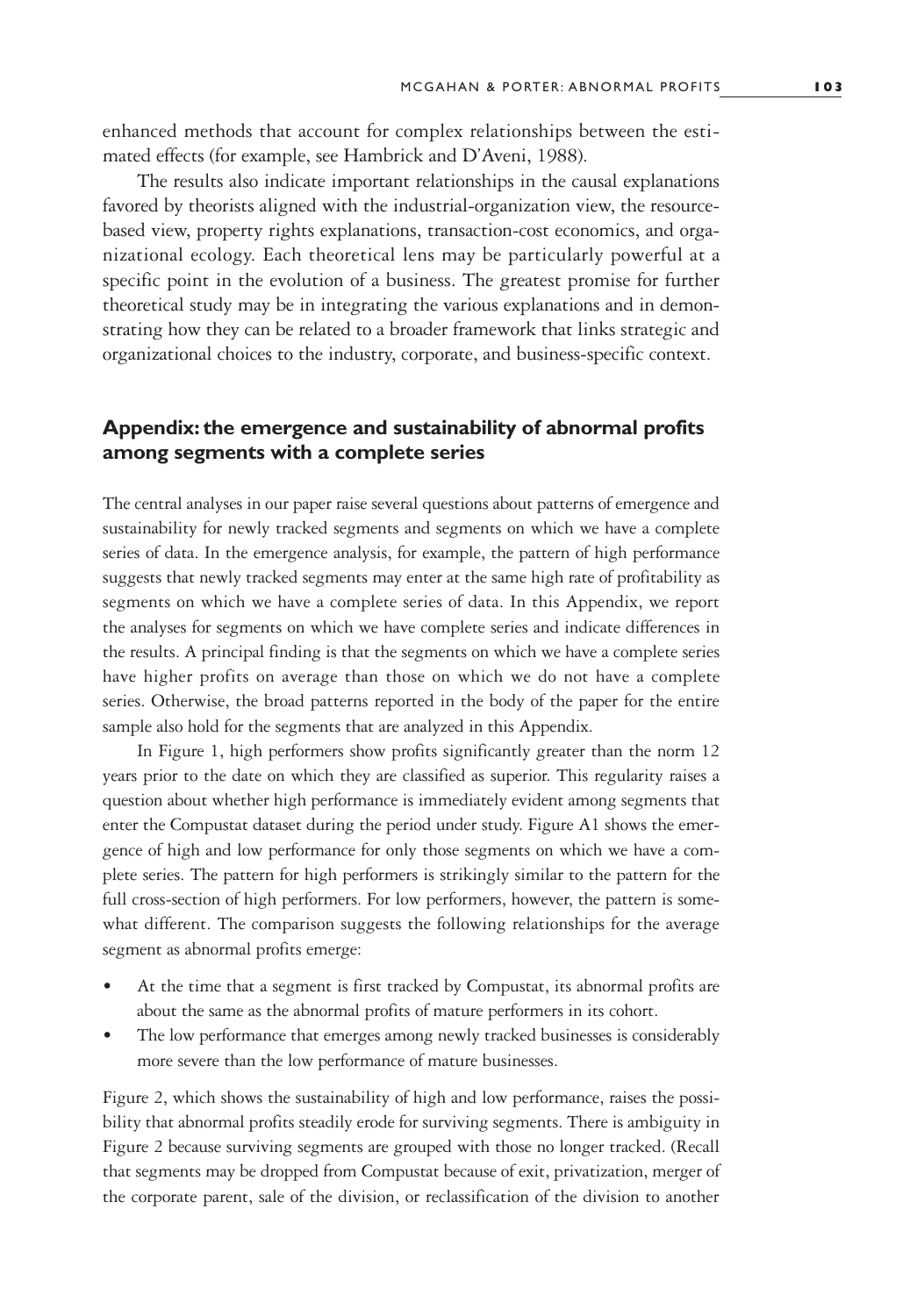enhanced methods that account for complex relationships between the estimated effects (for example, see Hambrick and D'Aveni, 1988).

The results also indicate important relationships in the causal explanations favored by theorists aligned with the industrial-organization view, the resource-based view, property rights explanations, transaction-cost economics, and organizational ecology. Each theoretical lens may be particularly powerful at a specific point in the evolution of a business. The greatest promise for further theoretical study may be in integrating the various explanations and in demonstrating how they can be related to a broader framework that links strategic and organizational choices to the industry, corporate, and business-specific context.

## Appendix: the emergence and sustainability of abnormal profits among segments with a complete series

The central analyses in our paper raise several questions about patterns of emergence and sustainability for newly tracked segments and segments on which we have a complete series of data. In the emergence analysis, for example, the pattern of high performance suggests that newly tracked segments may enter at the same high rate of profitability as segments on which we have a complete series of data. In this Appendix, we report the analyses for segments on which we have complete series and indicate differences in the results. A principal finding is that the segments on which we have a complete series have higher profits on average than those on which we do not have a complete series. Otherwise, the broad patterns reported in the body of the paper for the entire sample also hold for the segments that are analyzed in this Appendix.

In Figure 1, high performers show profits significantly greater than the norm 12 years prior to the date on which they are classified as superior. This regularity raises a question about whether high performance is immediately evident among segments that enter the Compustat dataset during the period under study. Figure A1 shows the emergence of high and low performance for only those segments on which we have a complete series. The pattern for high performers is strikingly similar to the pattern for the full cross-section of high performers. For low performers, however, the pattern is somewhat different. The comparison suggests the following relationships for the average segment as abnormal profits emerge:

- At the time that a segment is first tracked by Compustat, its abnormal profits are about the same as the abnormal profits of mature performers in its cohort.
- The low performance that emerges among newly tracked businesses is considerably more severe than the low performance of mature businesses.

Figure 2, which shows the sustainability of high and low performance, raises the possibility that abnormal profits steadily erode for surviving segments. There is ambiguity in Figure 2 because surviving segments are grouped with those no longer tracked. (Recall that segments may be dropped from Compustat because of exit, privatization, merger of the corporate parent, sale of the division, or reclassification of the division to another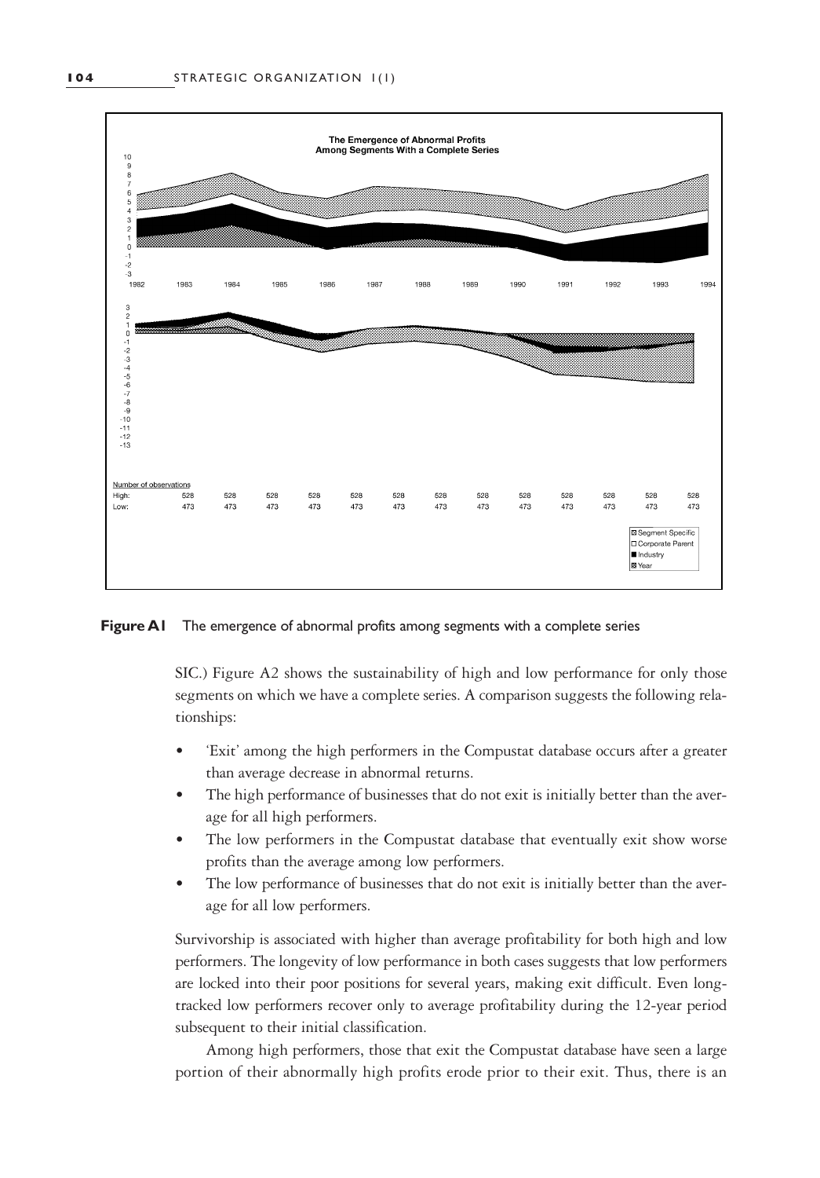**Figure A1** The emergence of abnormal profits among segments with a complete series

SIC.) Figure A2 shows the sustainability of high and low performance for only those segments on which we have a complete series. A comparison suggests the following relationships:

- 'Exit' among the high performers in the Compustat database occurs after a greater than average decrease in abnormal returns.
- The high performance of businesses that do not exit is initially better than the average for all high performers.
- The low performers in the Compustat database that eventually exit show worse profits than the average among low performers.
- The low performance of businesses that do not exit is initially better than the average for all low performers.

Survivorship is associated with higher than average profitability for both high and low performers. The longevity of low performance in both cases suggests that low performers are locked into their poor positions for several years, making exit difficult. Even long-tracked low performers recover only to average profitability during the 12-year period subsequent to their initial classification.

Among high performers, those that exit the Compustat database have seen a large portion of their abnormally high profits erode prior to their exit. Thus, there is an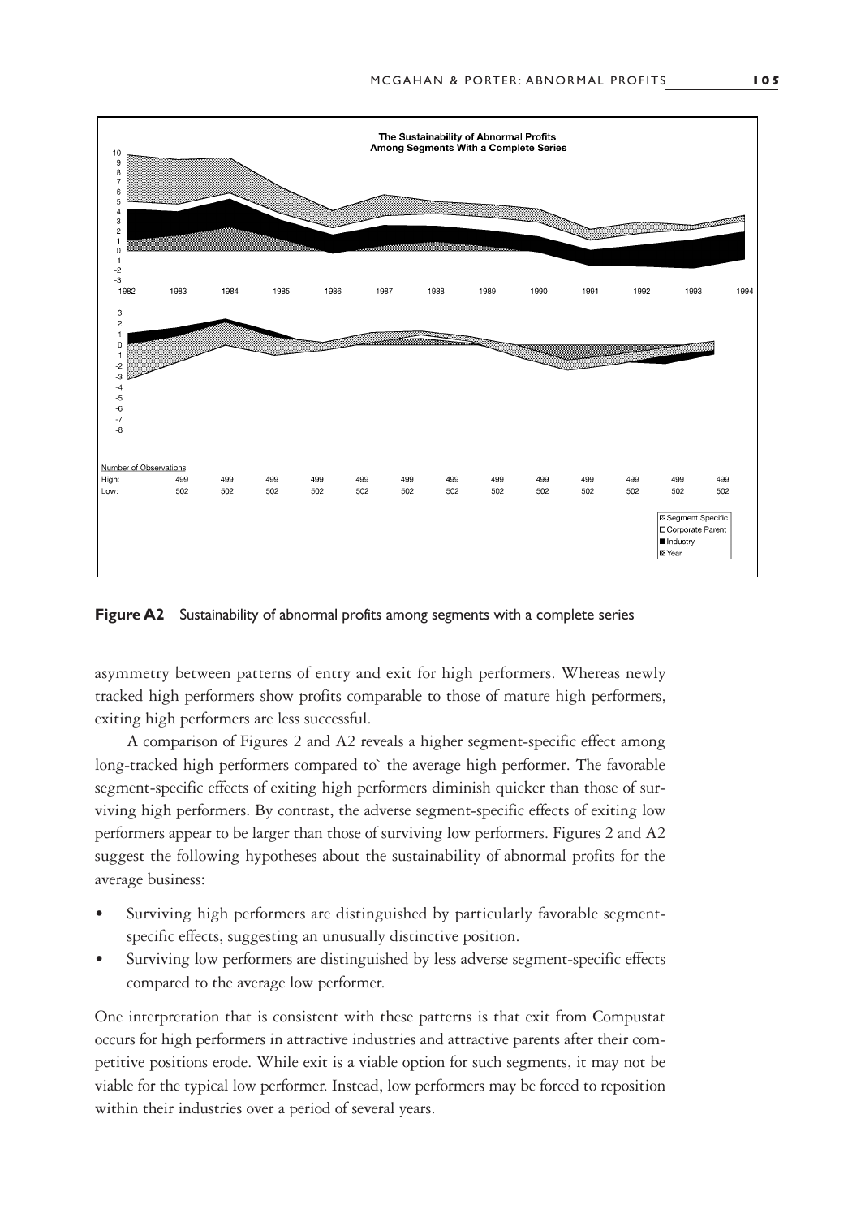**Figure A2** Sustainability of abnormal profits among segments with a complete series

asymmetry between patterns of entry and exit for high performers. Whereas newly tracked high performers show profits comparable to those of mature high performers, exiting high performers are less successful.

A comparison of Figures 2 and A2 reveals a higher segment-specific effect among long-tracked high performers compared to` the average high performer. The favorable segment-specific effects of exiting high performers diminish quicker than those of surviving high performers. By contrast, the adverse segment-specific effects of exiting low performers appear to be larger than those of surviving low performers. Figures 2 and A2 suggest the following hypotheses about the sustainability of abnormal profits for the average business:

- Surviving high performers are distinguished by particularly favorable segment-specific effects, suggesting an unusually distinctive position.
- Surviving low performers are distinguished by less adverse segment-specific effects compared to the average low performer.

One interpretation that is consistent with these patterns is that exit from Compustat occurs for high performers in attractive industries and attractive parents after their competitive positions erode. While exit is a viable option for such segments, it may not be viable for the typical low performer. Instead, low performers may be forced to reposition within their industries over a period of several years.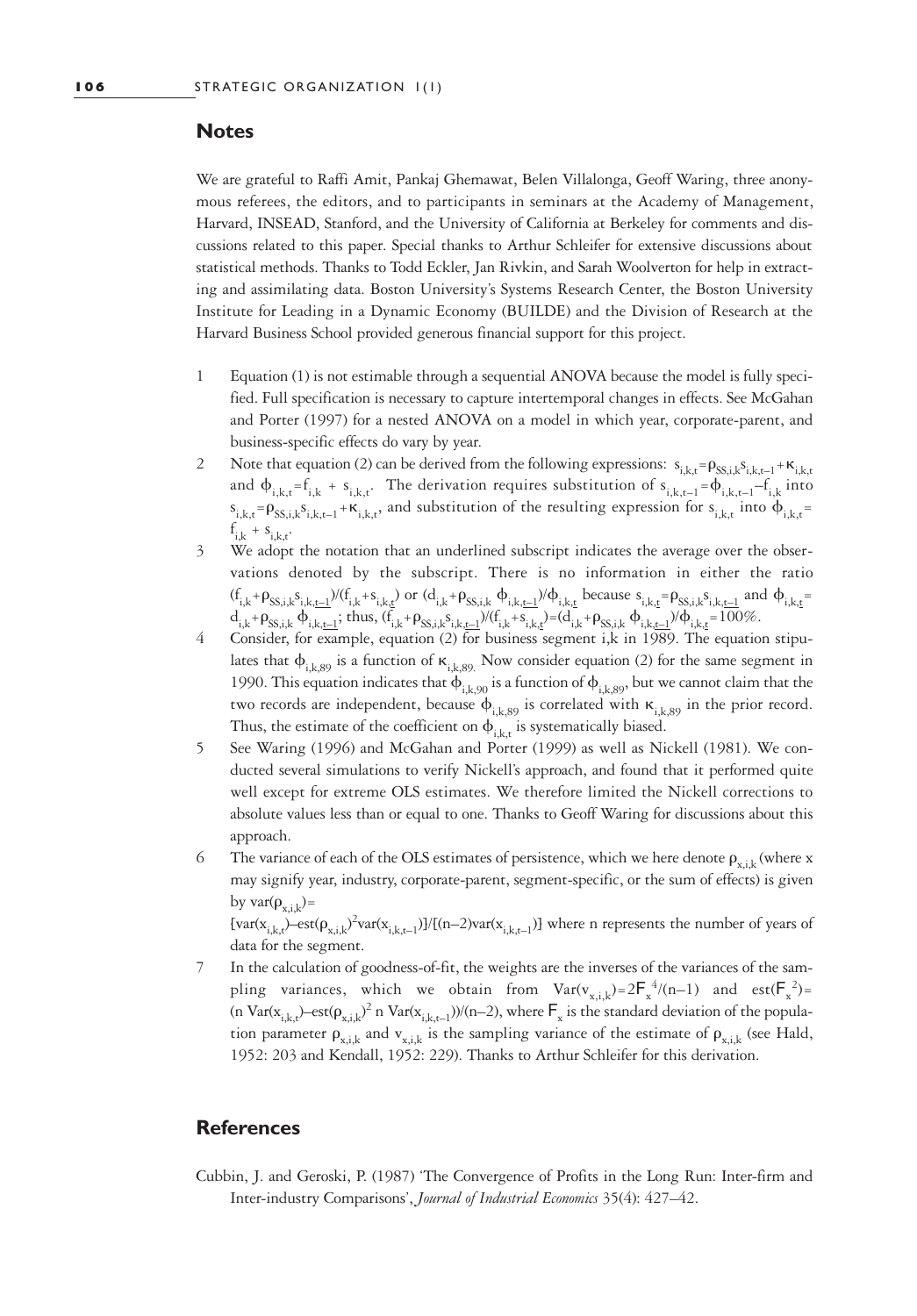## Notes

We are grateful to Raffi Amit, Pankaj Ghemawat, Belen Villalonga, Geoff Waring, three anonymous referees, the editors, and to participants in seminars at the Academy of Management, Harvard, INSEAD, Stanford, and the University of California at Berkeley for comments and discussions related to this paper. Special thanks to Arthur Schleifer for extensive discussions about statistical methods. Thanks to Todd Eckler, Jan Rivkin, and Sarah Woolverton for help in extracting and assimilating data. Boston University's Systems Research Center, the Boston University Institute for Leading in a Dynamic Economy (BUILDE) and the Division of Research at the Harvard Business School provided generous financial support for this project.

1. Equation (1) is not estimable through a sequential ANOVA because the model is fully specified. Full specification is necessary to capture intertemporal changes in effects. See McGahan and Porter (1997) for a nested ANOVA on a model in which year, corporate-parent, and business-specific effects do vary by year.
2. Note that equation (2) can be derived from the following expressions: $s_{i,k,t}=\rho_{SS,i,k}s_{i,k,t-1}+\kappa_{i,k,t}$ and $\phi_{i,k,t}=f_{i,k}+s_{i,k,t}$. The derivation requires substitution of $s_{i,k,t-1}=\phi_{i,k,t-1}-f_{i,k}$ into $s_{i,k,t}=\rho_{SS,i,k}s_{i,k,t-1}+\kappa_{i,k,t}$, and substitution of the resulting expression for $s_{i,k,t}$ into $\phi_{i,k,t}=f_{i,k}+s_{i,k,t}$.
3. We adopt the notation that an underlined subscript indicates the average over the observations denoted by the subscript. There is no information in either the ratio $(f_{i,k}+\rho_{SS,i,k}s_{i,k,\underline{t-1}})/(f_{i,k}+s_{i,k,\underline{t}})$ or $(d_{i,k}+\rho_{SS,i,k}\,\phi_{i,k,\underline{t-1}})/\phi_{i,k,\underline{t}}$ because $s_{i,k,\underline{t}}=\rho_{SS,i,k}s_{i,k,\underline{t-1}}$ and $\phi_{i,k,\underline{t}}=d_{i,k}+\rho_{SS,i,k}\,\phi_{i,k,\underline{t-1}}$; thus, $(f_{i,k}+\rho_{SS,i,k}s_{i,k,\underline{t-1}})/(f_{i,k}+s_{i,k,\underline{t}})=(d_{i,k}+\rho_{SS,i,k}\,\phi_{i,k,\underline{t-1}})/\phi_{i,k,\underline{t}}=100\%$.
4. Consider, for example, equation (2) for business segment i,k in 1989. The equation stipulates that $\phi_{i,k,89}$ is a function of $\kappa_{i,k,89}$. Now consider equation (2) for the same segment in 1990. This equation indicates that $\phi_{i,k,90}$ is a function of $\phi_{i,k,89}$, but we cannot claim that the two records are independent, because $\phi_{i,k,89}$ is correlated with $\kappa_{i,k,89}$ in the prior record. Thus, the estimate of the coefficient on $\phi_{i,k,t}$ is systematically biased.
5. See Waring (1996) and McGahan and Porter (1999) as well as Nickell (1981). We conducted several simulations to verify Nickell's approach, and found that it performed quite well except for extreme OLS estimates. We therefore limited the Nickell corrections to absolute values less than or equal to one. Thanks to Geoff Waring for discussions about this approach.
6. The variance of each of the OLS estimates of persistence, which we here denote $\rho_{x,i,k}$ (where x may signify year, industry, corporate-parent, segment-specific, or the sum of effects) is given by $\text{var}(\rho_{x,i,k})=$ $[\text{var}(x_{i,k,t})-\text{est}(\rho_{x,i,k})^2\text{var}(x_{i,k,t-1})]/[(n-2)\text{var}(x_{i,k,t-1})]$ where n represents the number of years of data for the segment.
7. In the calculation of goodness-of-fit, the weights are the inverses of the variances of the sampling variances, which we obtain from $\text{Var}(v_{x,i,k})=2\sigma_x^{\,4}/(n-1)$ and $\text{est}(\sigma_x^{\,2})=(n\,\text{Var}(x_{i,k,t})-\text{est}(\rho_{x,i,k})^2\,n\,\text{Var}(x_{i,k,t-1}))/(n-2)$, where $\sigma_x$ is the standard deviation of the population parameter $\rho_{x,i,k}$ and $v_{x,i,k}$ is the sampling variance of the estimate of $\rho_{x,i,k}$ (see Hald, 1952: 203 and Kendall, 1952: 229). Thanks to Arthur Schleifer for this derivation.

## References

Cubbin, J. and Geroski, P. (1987) 'The Convergence of Profits in the Long Run: Inter-firm and Inter-industry Comparisons', *Journal of Industrial Economics* 35(4): 427–42.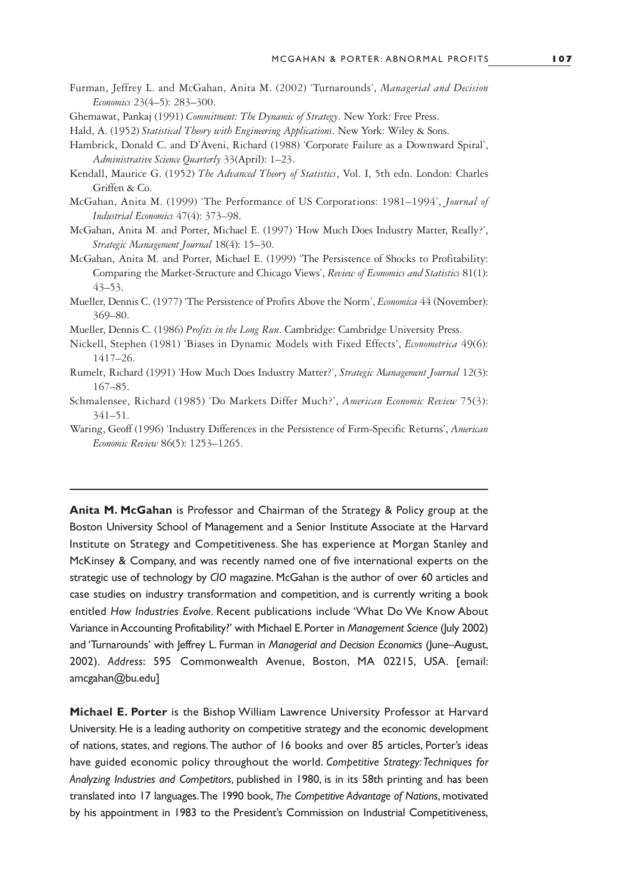Furman, Jeffrey L. and McGahan, Anita M. (2002) 'Turnarounds', *Managerial and Decision Economics* 23(4–5): 283–300.

Ghemawat, Pankaj (1991) *Commitment: The Dynamic of Strategy*. New York: Free Press.

Hald, A. (1952) *Statistical Theory with Engineering Applications*. New York: Wiley & Sons.

Hambrick, Donald C. and D'Aveni, Richard (1988) 'Corporate Failure as a Downward Spiral', *Administrative Science Quarterly* 33(April): 1–23.

Kendall, Maurice G. (1952) *The Advanced Theory of Statistics*, Vol. I, 5th edn. London: Charles Griffen & Co.

McGahan, Anita M. (1999) 'The Performance of US Corporations: 1981–1994', *Journal of Industrial Economics* 47(4): 373–98.

McGahan, Anita M. and Porter, Michael E. (1997) 'How Much Does Industry Matter, Really?', *Strategic Management Journal* 18(4): 15–30.

McGahan, Anita M. and Porter, Michael E. (1999) 'The Persistence of Shocks to Profitability: Comparing the Market-Structure and Chicago Views', *Review of Economics and Statistics* 81(1): 43–53.

Mueller, Dennis C. (1977) 'The Persistence of Profits Above the Norm', *Economica* 44 (November): 369–80.

Mueller, Dennis C. (1986) *Profits in the Long Run*. Cambridge: Cambridge University Press.

Nickell, Stephen (1981) 'Biases in Dynamic Models with Fixed Effects', *Econometrica* 49(6): 1417–26.

Rumelt, Richard (1991) 'How Much Does Industry Matter?', *Strategic Management Journal* 12(3): 167–85.

Schmalensee, Richard (1985) 'Do Markets Differ Much?', *American Economic Review* 75(3): 341–51.

Waring, Geoff (1996) 'Industry Differences in the Persistence of Firm-Specific Returns', *American Economic Review* 86(5): 1253–1265.

---

**Anita M. McGahan** is Professor and Chairman of the Strategy & Policy group at the Boston University School of Management and a Senior Institute Associate at the Harvard Institute on Strategy and Competitiveness. She has experience at Morgan Stanley and McKinsey & Company, and was recently named one of five international experts on the strategic use of technology by *CIO* magazine. McGahan is the author of over 60 articles and case studies on industry transformation and competition, and is currently writing a book entitled *How Industries Evolve*. Recent publications include 'What Do We Know About Variance in Accounting Profitability?' with Michael E. Porter in *Management Science* (July 2002) and 'Turnarounds' with Jeffrey L. Furman in *Managerial and Decision Economics* (June–August, 2002). *Address*: 595 Commonwealth Avenue, Boston, MA 02215, USA. [email: amcgahan@bu.edu]

**Michael E. Porter** is the Bishop William Lawrence University Professor at Harvard University. He is a leading authority on competitive strategy and the economic development of nations, states, and regions. The author of 16 books and over 85 articles, Porter's ideas have guided economic policy throughout the world. *Competitive Strategy: Techniques for Analyzing Industries and Competitors*, published in 1980, is in its 58th printing and has been translated into 17 languages. The 1990 book, *The Competitive Advantage of Nations*, motivated by his appointment in 1983 to the President's Commission on Industrial Competitiveness,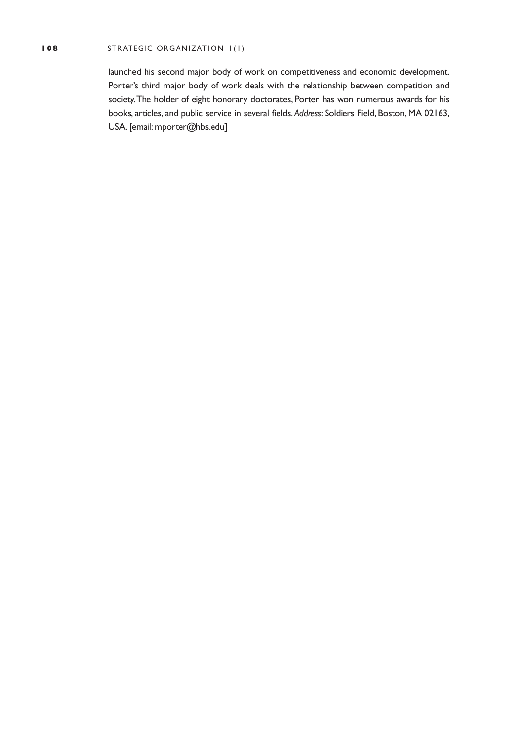launched his second major body of work on competitiveness and economic development. Porter's third major body of work deals with the relationship between competition and society. The holder of eight honorary doctorates, Porter has won numerous awards for his books, articles, and public service in several fields. *Address*: Soldiers Field, Boston, MA 02163, USA. [email: mporter@hbs.edu]